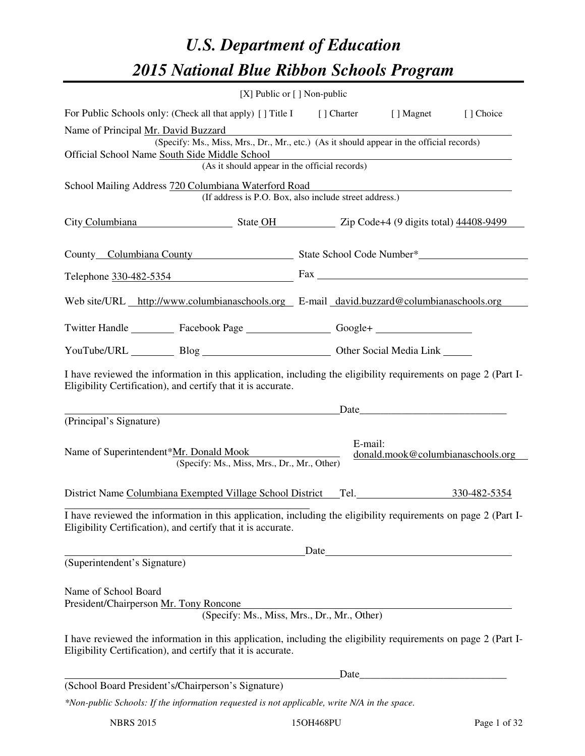# U.S. Department of Education
# 2015 National Blue Ribbon Schools Program

[X] Public or [ ] Non-public

For Public Schools only: (Check all that apply) [ ] Title I [ ] Charter [ ] Magnet [ ] Choice

Name of Principal Mr. David Buzzard
(Specify: Ms., Miss, Mrs., Dr., Mr., etc.) (As it should appear in the official records)

Official School Name South Side Middle School
(As it should appear in the official records)

School Mailing Address 720 Columbiana Waterford Road
(If address is P.O. Box, also include street address.)

City Columbiana State OH Zip Code+4 (9 digits total) 44408-9499

County Columbiana County State School Code Number*

Telephone 330-482-5354 Fax

Web site/URL http://www.columbianaschools.org E-mail david.buzzard@columbianaschools.org

Twitter Handle Facebook Page Google+

YouTube/URL Blog Other Social Media Link

I have reviewed the information in this application, including the eligibility requirements on page 2 (Part I-Eligibility Certification), and certify that it is accurate.

Date
(Principal's Signature)

Name of Superintendent*Mr. Donald Mook
(Specify: Ms., Miss, Mrs., Dr., Mr., Other)

E-mail: donald.mook@columbianaschools.org

District Name Columbiana Exempted Village School District Tel. 330-482-5354

I have reviewed the information in this application, including the eligibility requirements on page 2 (Part I-Eligibility Certification), and certify that it is accurate.

Date
(Superintendent's Signature)

Name of School Board
President/Chairperson Mr. Tony Roncone
(Specify: Ms., Miss, Mrs., Dr., Mr., Other)

I have reviewed the information in this application, including the eligibility requirements on page 2 (Part I-Eligibility Certification), and certify that it is accurate.

Date
(School Board President's/Chairperson's Signature)

*Non-public Schools: If the information requested is not applicable, write N/A in the space.*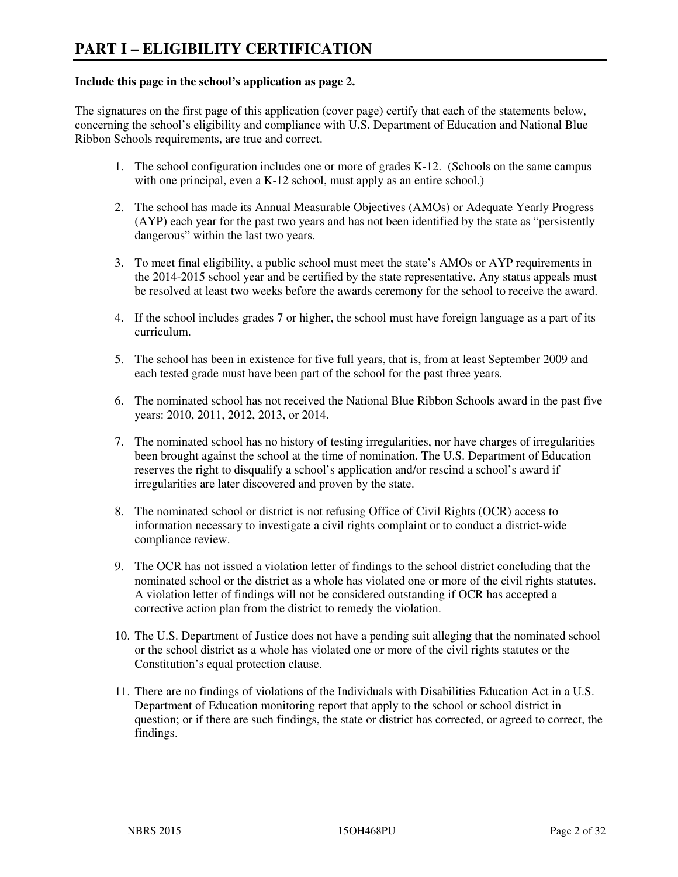# PART I – ELIGIBILITY CERTIFICATION

**Include this page in the school's application as page 2.**

The signatures on the first page of this application (cover page) certify that each of the statements below, concerning the school's eligibility and compliance with U.S. Department of Education and National Blue Ribbon Schools requirements, are true and correct.

1. The school configuration includes one or more of grades K-12. (Schools on the same campus with one principal, even a K-12 school, must apply as an entire school.)
2. The school has made its Annual Measurable Objectives (AMOs) or Adequate Yearly Progress (AYP) each year for the past two years and has not been identified by the state as "persistently dangerous" within the last two years.
3. To meet final eligibility, a public school must meet the state's AMOs or AYP requirements in the 2014-2015 school year and be certified by the state representative. Any status appeals must be resolved at least two weeks before the awards ceremony for the school to receive the award.
4. If the school includes grades 7 or higher, the school must have foreign language as a part of its curriculum.
5. The school has been in existence for five full years, that is, from at least September 2009 and each tested grade must have been part of the school for the past three years.
6. The nominated school has not received the National Blue Ribbon Schools award in the past five years: 2010, 2011, 2012, 2013, or 2014.
7. The nominated school has no history of testing irregularities, nor have charges of irregularities been brought against the school at the time of nomination. The U.S. Department of Education reserves the right to disqualify a school's application and/or rescind a school's award if irregularities are later discovered and proven by the state.
8. The nominated school or district is not refusing Office of Civil Rights (OCR) access to information necessary to investigate a civil rights complaint or to conduct a district-wide compliance review.
9. The OCR has not issued a violation letter of findings to the school district concluding that the nominated school or the district as a whole has violated one or more of the civil rights statutes. A violation letter of findings will not be considered outstanding if OCR has accepted a corrective action plan from the district to remedy the violation.
10. The U.S. Department of Justice does not have a pending suit alleging that the nominated school or the school district as a whole has violated one or more of the civil rights statutes or the Constitution's equal protection clause.
11. There are no findings of violations of the Individuals with Disabilities Education Act in a U.S. Department of Education monitoring report that apply to the school or school district in question; or if there are such findings, the state or district has corrected, or agreed to correct, the findings.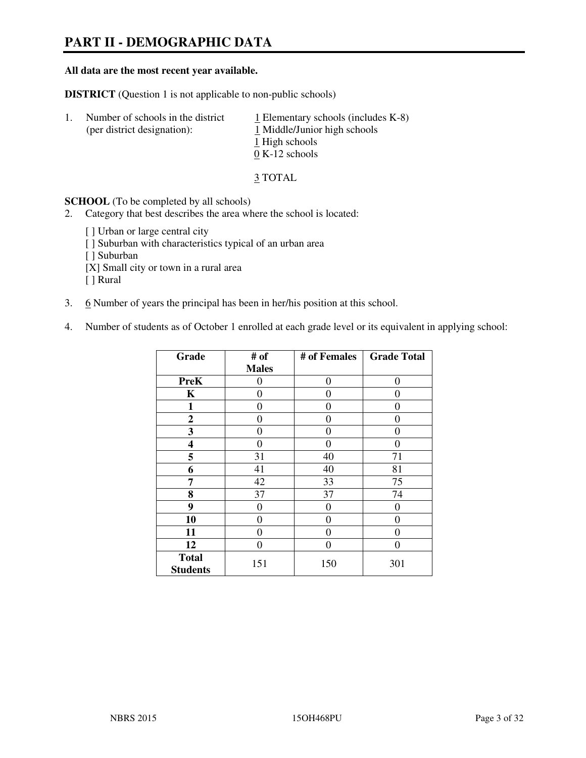# PART II - DEMOGRAPHIC DATA

**All data are the most recent year available.**

**DISTRICT** (Question 1 is not applicable to non-public schools)

1. Number of schools in the district (per district designation):
   - 1 Elementary schools (includes K-8)
   - 1 Middle/Junior high schools
   - 1 High schools
   - 0 K-12 schools

   3 TOTAL

**SCHOOL** (To be completed by all schools)

2. Category that best describes the area where the school is located:

   [ ] Urban or large central city
   [ ] Suburban with characteristics typical of an urban area
   [ ] Suburban
   [X] Small city or town in a rural area
   [ ] Rural

3. 6 Number of years the principal has been in her/his position at this school.

4. Number of students as of October 1 enrolled at each grade level or its equivalent in applying school:

| Grade | # of Males | # of Females | Grade Total |
|---|---|---|---|
| **PreK** | 0 | 0 | 0 |
| **K** | 0 | 0 | 0 |
| **1** | 0 | 0 | 0 |
| **2** | 0 | 0 | 0 |
| **3** | 0 | 0 | 0 |
| **4** | 0 | 0 | 0 |
| **5** | 31 | 40 | 71 |
| **6** | 41 | 40 | 81 |
| **7** | 42 | 33 | 75 |
| **8** | 37 | 37 | 74 |
| **9** | 0 | 0 | 0 |
| **10** | 0 | 0 | 0 |
| **11** | 0 | 0 | 0 |
| **12** | 0 | 0 | 0 |
| **Total Students** | 151 | 150 | 301 |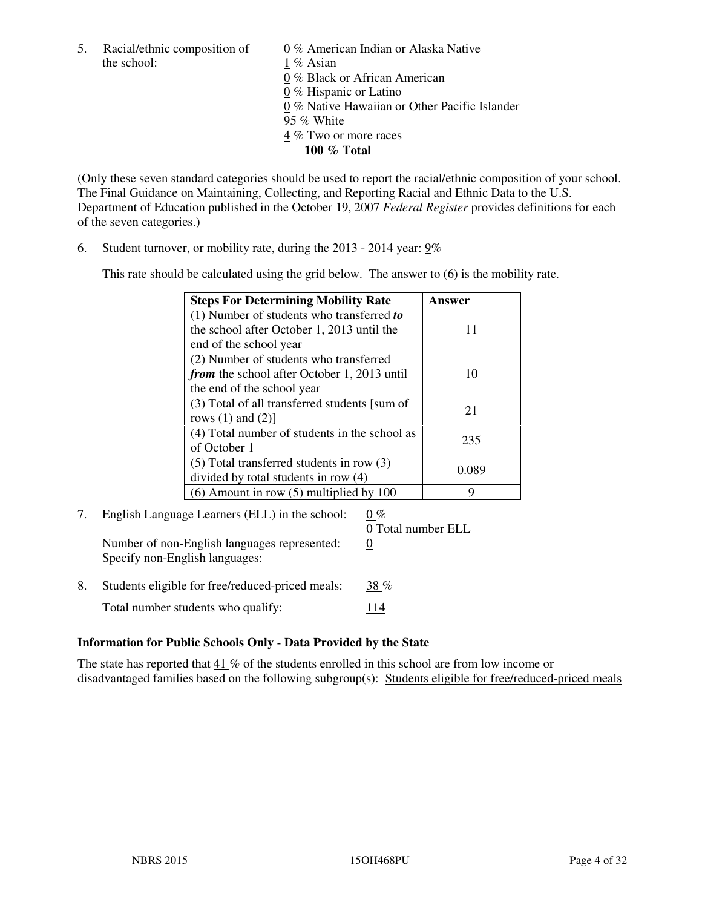5. Racial/ethnic composition of the school:

0 % American Indian or Alaska Native
1 % Asian
0 % Black or African American
0 % Hispanic or Latino
0 % Native Hawaiian or Other Pacific Islander
95 % White
4 % Two or more races
**100 % Total**

(Only these seven standard categories should be used to report the racial/ethnic composition of your school. The Final Guidance on Maintaining, Collecting, and Reporting Racial and Ethnic Data to the U.S. Department of Education published in the October 19, 2007 *Federal Register* provides definitions for each of the seven categories.)

6. Student turnover, or mobility rate, during the 2013 - 2014 year: 9%

This rate should be calculated using the grid below. The answer to (6) is the mobility rate.

| **Steps For Determining Mobility Rate** | **Answer** |
|---|---|
| (1) Number of students who transferred ***to*** the school after October 1, 2013 until the end of the school year | 11 |
| (2) Number of students who transferred ***from*** the school after October 1, 2013 until the end of the school year | 10 |
| (3) Total of all transferred students [sum of rows (1) and (2)] | 21 |
| (4) Total number of students in the school as of October 1 | 235 |
| (5) Total transferred students in row (3) divided by total students in row (4) | 0.089 |
| (6) Amount in row (5) multiplied by 100 | 9 |

7. English Language Learners (ELL) in the school: 0 %
   0 Total number ELL
   Number of non-English languages represented: 0
   Specify non-English languages:

8. Students eligible for free/reduced-priced meals: 38 %
   Total number students who qualify: 114

### Information for Public Schools Only - Data Provided by the State

The state has reported that 41 % of the students enrolled in this school are from low income or disadvantaged families based on the following subgroup(s): Students eligible for free/reduced-priced meals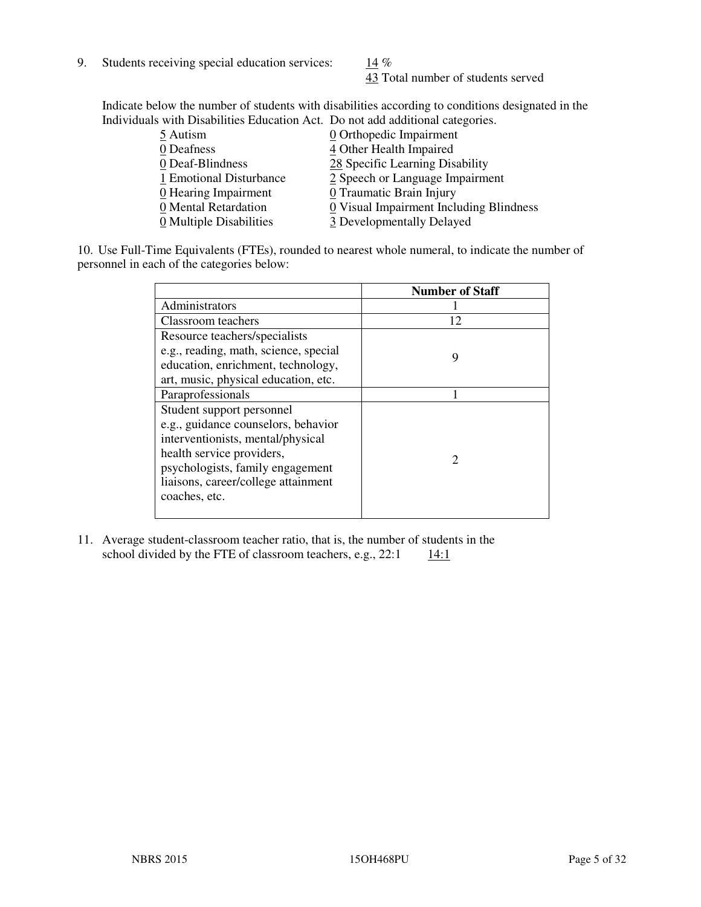9. Students receiving special education services: 14 %
   43 Total number of students served

Indicate below the number of students with disabilities according to conditions designated in the Individuals with Disabilities Education Act. Do not add additional categories.

| | |
|---|---|
| 5 Autism | 0 Orthopedic Impairment |
| 0 Deafness | 4 Other Health Impaired |
| 0 Deaf-Blindness | 28 Specific Learning Disability |
| 1 Emotional Disturbance | 2 Speech or Language Impairment |
| 0 Hearing Impairment | 0 Traumatic Brain Injury |
| 0 Mental Retardation | 0 Visual Impairment Including Blindness |
| 0 Multiple Disabilities | 3 Developmentally Delayed |

10. Use Full-Time Equivalents (FTEs), rounded to nearest whole numeral, to indicate the number of personnel in each of the categories below:

| | Number of Staff |
|---|---|
| Administrators | 1 |
| Classroom teachers | 12 |
| Resource teachers/specialists e.g., reading, math, science, special education, enrichment, technology, art, music, physical education, etc. | 9 |
| Paraprofessionals | 1 |
| Student support personnel e.g., guidance counselors, behavior interventionists, mental/physical health service providers, psychologists, family engagement liaisons, career/college attainment coaches, etc. | 2 |

11. Average student-classroom teacher ratio, that is, the number of students in the school divided by the FTE of classroom teachers, e.g., 22:1 14:1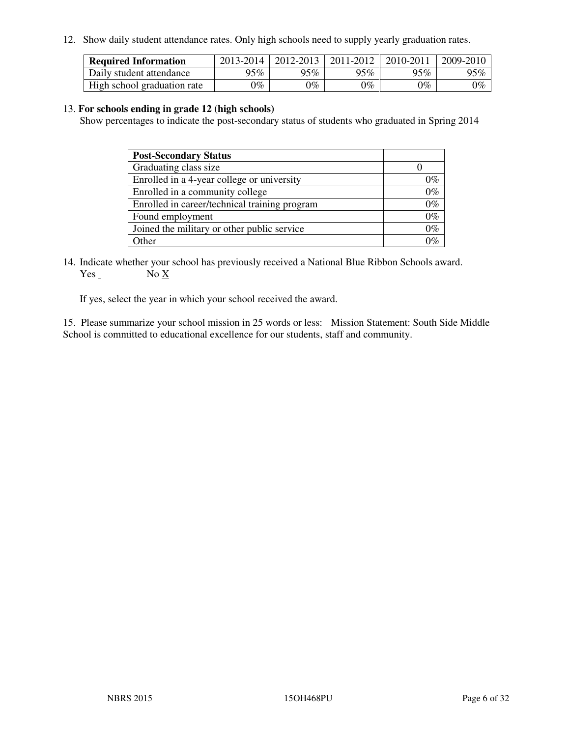12. Show daily student attendance rates. Only high schools need to supply yearly graduation rates.

| **Required Information** | 2013-2014 | 2012-2013 | 2011-2012 | 2010-2011 | 2009-2010 |
|---|---|---|---|---|---|
| Daily student attendance | 95% | 95% | 95% | 95% | 95% |
| High school graduation rate | 0% | 0% | 0% | 0% | 0% |

13. **For schools ending in grade 12 (high schools)**
Show percentages to indicate the post-secondary status of students who graduated in Spring 2014

| **Post-Secondary Status** | |
|---|---|
| Graduating class size | 0 |
| Enrolled in a 4-year college or university | 0% |
| Enrolled in a community college | 0% |
| Enrolled in career/technical training program | 0% |
| Found employment | 0% |
| Joined the military or other public service | 0% |
| Other | 0% |

14. Indicate whether your school has previously received a National Blue Ribbon Schools award.
Yes _ No X

If yes, select the year in which your school received the award.

15. Please summarize your school mission in 25 words or less: Mission Statement: South Side Middle School is committed to educational excellence for our students, staff and community.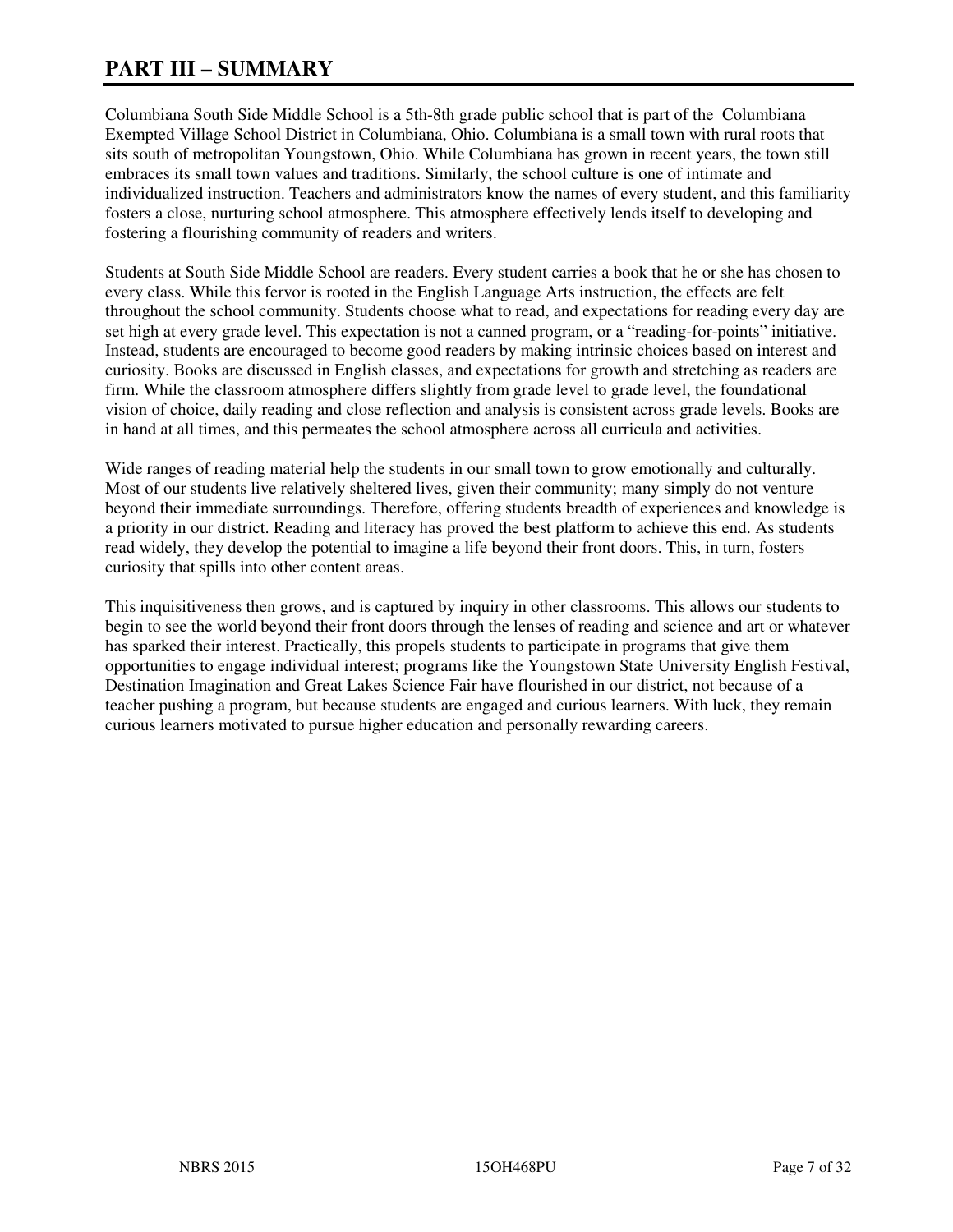# PART III – SUMMARY

Columbiana South Side Middle School is a 5th-8th grade public school that is part of the Columbiana Exempted Village School District in Columbiana, Ohio. Columbiana is a small town with rural roots that sits south of metropolitan Youngstown, Ohio. While Columbiana has grown in recent years, the town still embraces its small town values and traditions. Similarly, the school culture is one of intimate and individualized instruction. Teachers and administrators know the names of every student, and this familiarity fosters a close, nurturing school atmosphere. This atmosphere effectively lends itself to developing and fostering a flourishing community of readers and writers.

Students at South Side Middle School are readers. Every student carries a book that he or she has chosen to every class. While this fervor is rooted in the English Language Arts instruction, the effects are felt throughout the school community. Students choose what to read, and expectations for reading every day are set high at every grade level. This expectation is not a canned program, or a "reading-for-points" initiative. Instead, students are encouraged to become good readers by making intrinsic choices based on interest and curiosity. Books are discussed in English classes, and expectations for growth and stretching as readers are firm. While the classroom atmosphere differs slightly from grade level to grade level, the foundational vision of choice, daily reading and close reflection and analysis is consistent across grade levels. Books are in hand at all times, and this permeates the school atmosphere across all curricula and activities.

Wide ranges of reading material help the students in our small town to grow emotionally and culturally. Most of our students live relatively sheltered lives, given their community; many simply do not venture beyond their immediate surroundings. Therefore, offering students breadth of experiences and knowledge is a priority in our district. Reading and literacy has proved the best platform to achieve this end. As students read widely, they develop the potential to imagine a life beyond their front doors. This, in turn, fosters curiosity that spills into other content areas.

This inquisitiveness then grows, and is captured by inquiry in other classrooms. This allows our students to begin to see the world beyond their front doors through the lenses of reading and science and art or whatever has sparked their interest. Practically, this propels students to participate in programs that give them opportunities to engage individual interest; programs like the Youngstown State University English Festival, Destination Imagination and Great Lakes Science Fair have flourished in our district, not because of a teacher pushing a program, but because students are engaged and curious learners. With luck, they remain curious learners motivated to pursue higher education and personally rewarding careers.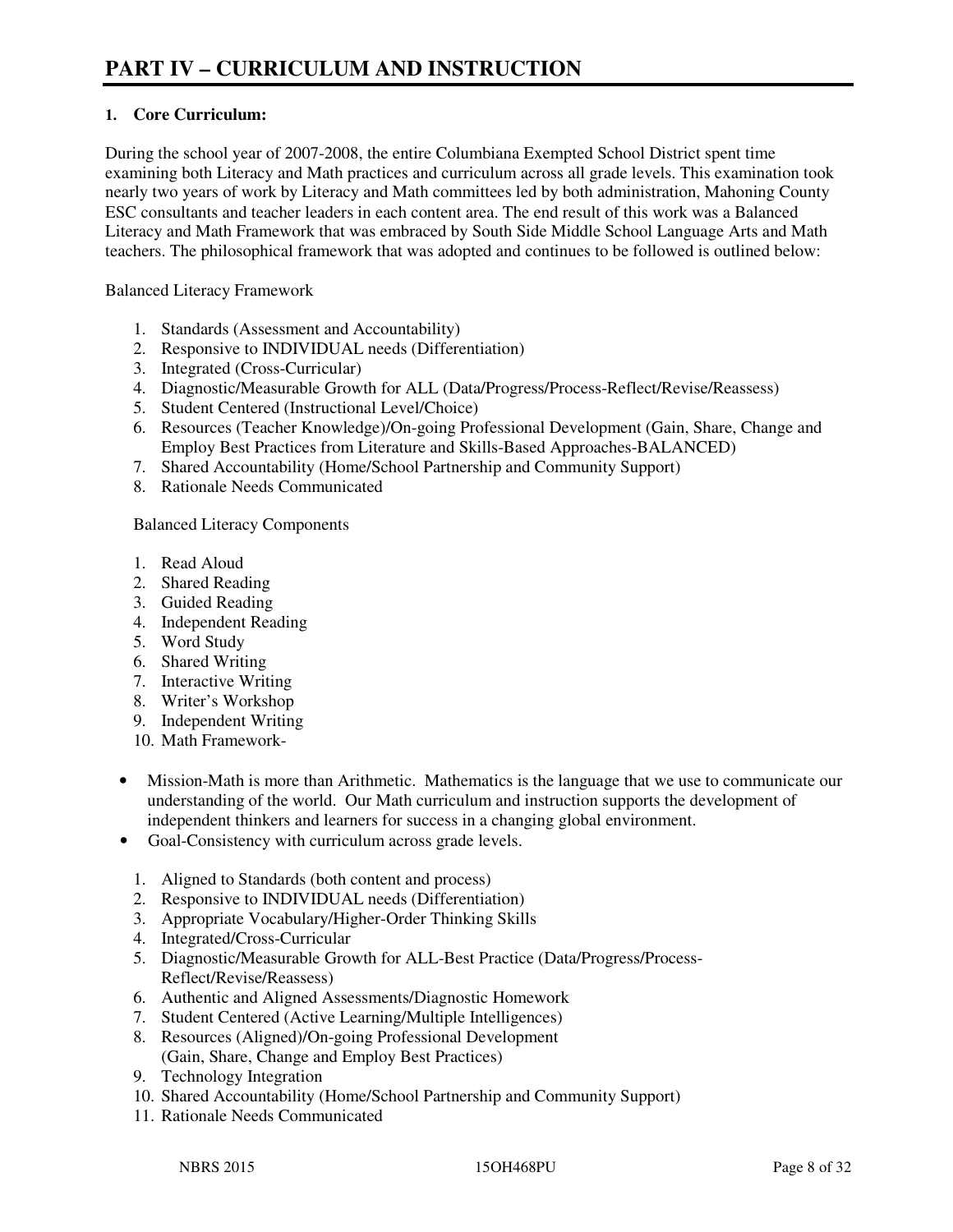# PART IV – CURRICULUM AND INSTRUCTION

## 1. Core Curriculum:

During the school year of 2007-2008, the entire Columbiana Exempted School District spent time examining both Literacy and Math practices and curriculum across all grade levels. This examination took nearly two years of work by Literacy and Math committees led by both administration, Mahoning County ESC consultants and teacher leaders in each content area. The end result of this work was a Balanced Literacy and Math Framework that was embraced by South Side Middle School Language Arts and Math teachers. The philosophical framework that was adopted and continues to be followed is outlined below:

Balanced Literacy Framework

1. Standards (Assessment and Accountability)
2. Responsive to INDIVIDUAL needs (Differentiation)
3. Integrated (Cross-Curricular)
4. Diagnostic/Measurable Growth for ALL (Data/Progress/Process-Reflect/Revise/Reassess)
5. Student Centered (Instructional Level/Choice)
6. Resources (Teacher Knowledge)/On-going Professional Development (Gain, Share, Change and Employ Best Practices from Literature and Skills-Based Approaches-BALANCED)
7. Shared Accountability (Home/School Partnership and Community Support)
8. Rationale Needs Communicated

Balanced Literacy Components

1. Read Aloud
2. Shared Reading
3. Guided Reading
4. Independent Reading
5. Word Study
6. Shared Writing
7. Interactive Writing
8. Writer's Workshop
9. Independent Writing
10. Math Framework-

- Mission-Math is more than Arithmetic. Mathematics is the language that we use to communicate our understanding of the world. Our Math curriculum and instruction supports the development of independent thinkers and learners for success in a changing global environment.
- Goal-Consistency with curriculum across grade levels.

1. Aligned to Standards (both content and process)
2. Responsive to INDIVIDUAL needs (Differentiation)
3. Appropriate Vocabulary/Higher-Order Thinking Skills
4. Integrated/Cross-Curricular
5. Diagnostic/Measurable Growth for ALL-Best Practice (Data/Progress/Process-Reflect/Revise/Reassess)
6. Authentic and Aligned Assessments/Diagnostic Homework
7. Student Centered (Active Learning/Multiple Intelligences)
8. Resources (Aligned)/On-going Professional Development (Gain, Share, Change and Employ Best Practices)
9. Technology Integration
10. Shared Accountability (Home/School Partnership and Community Support)
11. Rationale Needs Communicated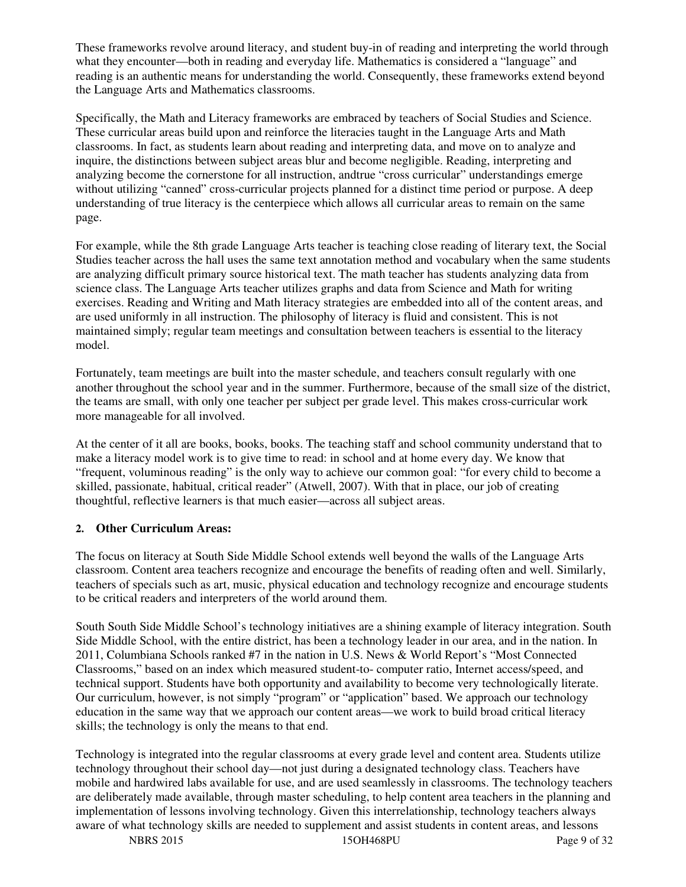These frameworks revolve around literacy, and student buy-in of reading and interpreting the world through what they encounter—both in reading and everyday life. Mathematics is considered a "language" and reading is an authentic means for understanding the world. Consequently, these frameworks extend beyond the Language Arts and Mathematics classrooms.

Specifically, the Math and Literacy frameworks are embraced by teachers of Social Studies and Science. These curricular areas build upon and reinforce the literacies taught in the Language Arts and Math classrooms. In fact, as students learn about reading and interpreting data, and move on to analyze and inquire, the distinctions between subject areas blur and become negligible. Reading, interpreting and analyzing become the cornerstone for all instruction, andtrue "cross curricular" understandings emerge without utilizing "canned" cross-curricular projects planned for a distinct time period or purpose. A deep understanding of true literacy is the centerpiece which allows all curricular areas to remain on the same page.

For example, while the 8th grade Language Arts teacher is teaching close reading of literary text, the Social Studies teacher across the hall uses the same text annotation method and vocabulary when the same students are analyzing difficult primary source historical text. The math teacher has students analyzing data from science class. The Language Arts teacher utilizes graphs and data from Science and Math for writing exercises. Reading and Writing and Math literacy strategies are embedded into all of the content areas, and are used uniformly in all instruction. The philosophy of literacy is fluid and consistent. This is not maintained simply; regular team meetings and consultation between teachers is essential to the literacy model.

Fortunately, team meetings are built into the master schedule, and teachers consult regularly with one another throughout the school year and in the summer. Furthermore, because of the small size of the district, the teams are small, with only one teacher per subject per grade level. This makes cross-curricular work more manageable for all involved.

At the center of it all are books, books, books. The teaching staff and school community understand that to make a literacy model work is to give time to read: in school and at home every day. We know that "frequent, voluminous reading" is the only way to achieve our common goal: "for every child to become a skilled, passionate, habitual, critical reader" (Atwell, 2007). With that in place, our job of creating thoughtful, reflective learners is that much easier—across all subject areas.

**2. Other Curriculum Areas:**

The focus on literacy at South Side Middle School extends well beyond the walls of the Language Arts classroom. Content area teachers recognize and encourage the benefits of reading often and well. Similarly, teachers of specials such as art, music, physical education and technology recognize and encourage students to be critical readers and interpreters of the world around them.

South South Side Middle School's technology initiatives are a shining example of literacy integration. South Side Middle School, with the entire district, has been a technology leader in our area, and in the nation. In 2011, Columbiana Schools ranked #7 in the nation in U.S. News & World Report's "Most Connected Classrooms," based on an index which measured student-to- computer ratio, Internet access/speed, and technical support. Students have both opportunity and availability to become very technologically literate. Our curriculum, however, is not simply "program" or "application" based. We approach our technology education in the same way that we approach our content areas—we work to build broad critical literacy skills; the technology is only the means to that end.

Technology is integrated into the regular classrooms at every grade level and content area. Students utilize technology throughout their school day—not just during a designated technology class. Teachers have mobile and hardwired labs available for use, and are used seamlessly in classrooms. The technology teachers are deliberately made available, through master scheduling, to help content area teachers in the planning and implementation of lessons involving technology. Given this interrelationship, technology teachers always aware of what technology skills are needed to supplement and assist students in content areas, and lessons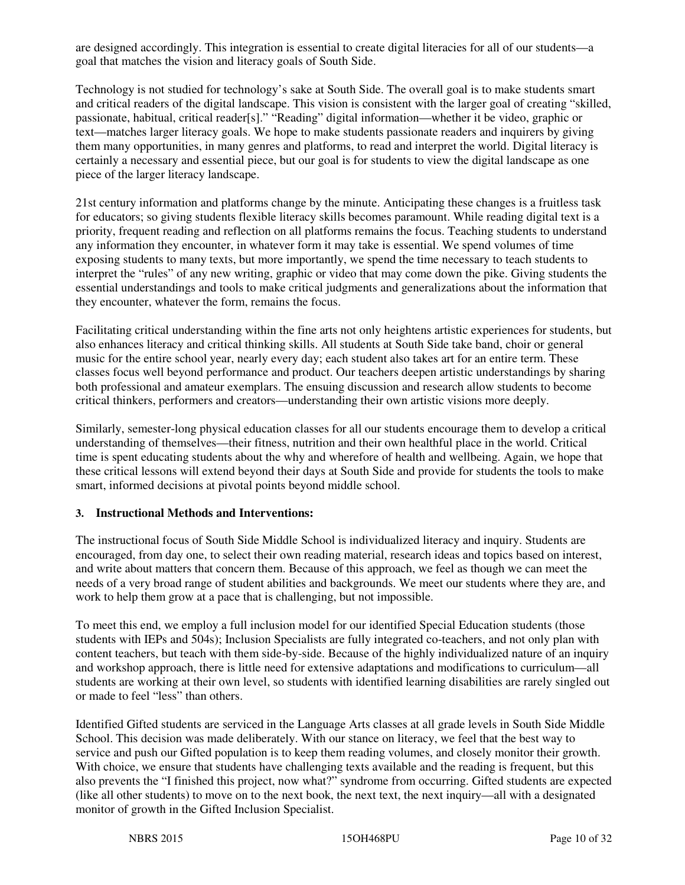are designed accordingly. This integration is essential to create digital literacies for all of our students—a goal that matches the vision and literacy goals of South Side.

Technology is not studied for technology's sake at South Side. The overall goal is to make students smart and critical readers of the digital landscape. This vision is consistent with the larger goal of creating "skilled, passionate, habitual, critical reader[s]." "Reading" digital information—whether it be video, graphic or text—matches larger literacy goals. We hope to make students passionate readers and inquirers by giving them many opportunities, in many genres and platforms, to read and interpret the world. Digital literacy is certainly a necessary and essential piece, but our goal is for students to view the digital landscape as one piece of the larger literacy landscape.

21st century information and platforms change by the minute. Anticipating these changes is a fruitless task for educators; so giving students flexible literacy skills becomes paramount. While reading digital text is a priority, frequent reading and reflection on all platforms remains the focus. Teaching students to understand any information they encounter, in whatever form it may take is essential. We spend volumes of time exposing students to many texts, but more importantly, we spend the time necessary to teach students to interpret the "rules" of any new writing, graphic or video that may come down the pike. Giving students the essential understandings and tools to make critical judgments and generalizations about the information that they encounter, whatever the form, remains the focus.

Facilitating critical understanding within the fine arts not only heightens artistic experiences for students, but also enhances literacy and critical thinking skills. All students at South Side take band, choir or general music for the entire school year, nearly every day; each student also takes art for an entire term. These classes focus well beyond performance and product. Our teachers deepen artistic understandings by sharing both professional and amateur exemplars. The ensuing discussion and research allow students to become critical thinkers, performers and creators—understanding their own artistic visions more deeply.

Similarly, semester-long physical education classes for all our students encourage them to develop a critical understanding of themselves—their fitness, nutrition and their own healthful place in the world. Critical time is spent educating students about the why and wherefore of health and wellbeing. Again, we hope that these critical lessons will extend beyond their days at South Side and provide for students the tools to make smart, informed decisions at pivotal points beyond middle school.

**3. Instructional Methods and Interventions:**

The instructional focus of South Side Middle School is individualized literacy and inquiry. Students are encouraged, from day one, to select their own reading material, research ideas and topics based on interest, and write about matters that concern them. Because of this approach, we feel as though we can meet the needs of a very broad range of student abilities and backgrounds. We meet our students where they are, and work to help them grow at a pace that is challenging, but not impossible.

To meet this end, we employ a full inclusion model for our identified Special Education students (those students with IEPs and 504s); Inclusion Specialists are fully integrated co-teachers, and not only plan with content teachers, but teach with them side-by-side. Because of the highly individualized nature of an inquiry and workshop approach, there is little need for extensive adaptations and modifications to curriculum—all students are working at their own level, so students with identified learning disabilities are rarely singled out or made to feel "less" than others.

Identified Gifted students are serviced in the Language Arts classes at all grade levels in South Side Middle School. This decision was made deliberately. With our stance on literacy, we feel that the best way to service and push our Gifted population is to keep them reading volumes, and closely monitor their growth. With choice, we ensure that students have challenging texts available and the reading is frequent, but this also prevents the "I finished this project, now what?" syndrome from occurring. Gifted students are expected (like all other students) to move on to the next book, the next text, the next inquiry—all with a designated monitor of growth in the Gifted Inclusion Specialist.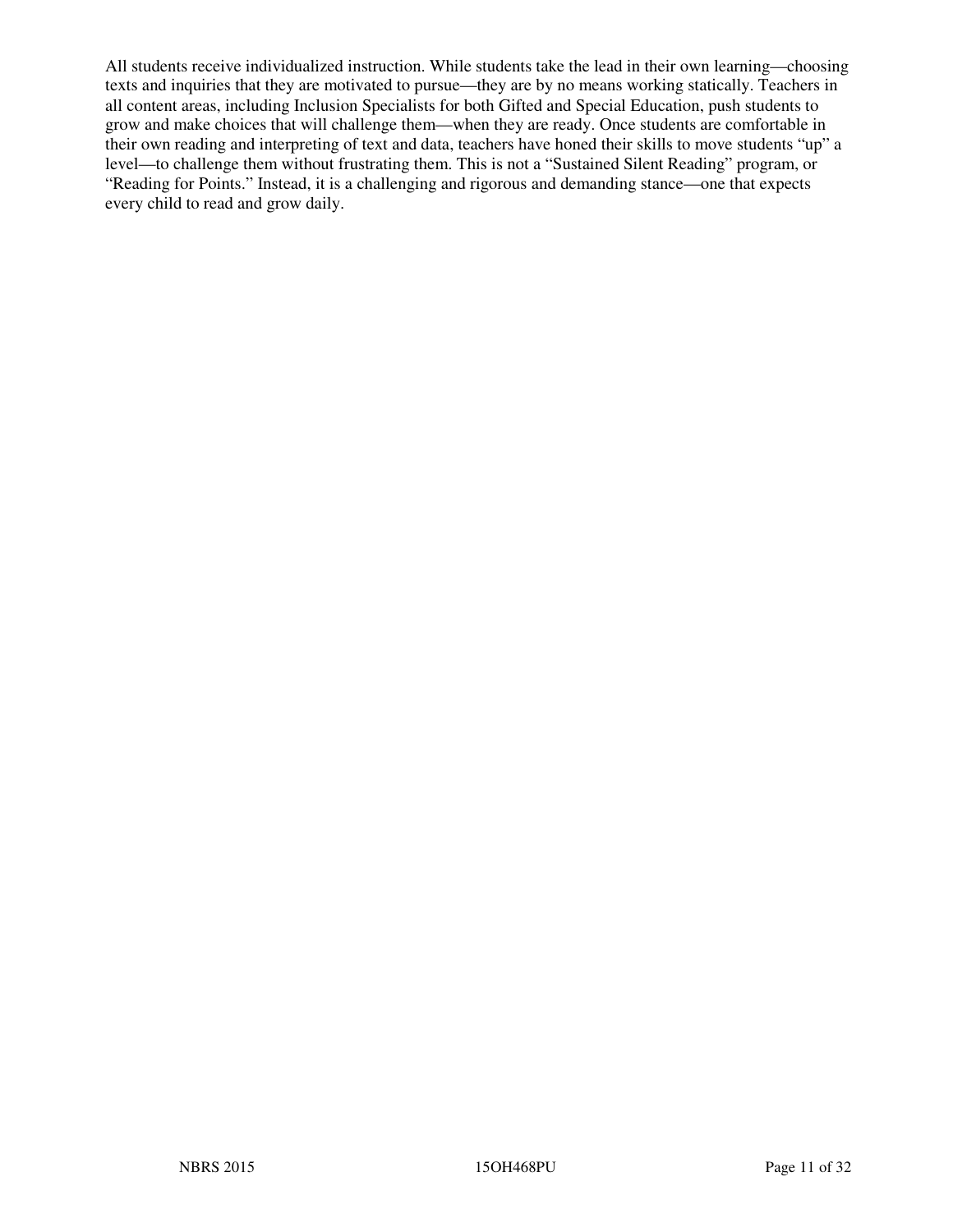All students receive individualized instruction. While students take the lead in their own learning—choosing texts and inquiries that they are motivated to pursue—they are by no means working statically. Teachers in all content areas, including Inclusion Specialists for both Gifted and Special Education, push students to grow and make choices that will challenge them—when they are ready. Once students are comfortable in their own reading and interpreting of text and data, teachers have honed their skills to move students "up" a level—to challenge them without frustrating them. This is not a "Sustained Silent Reading" program, or "Reading for Points." Instead, it is a challenging and rigorous and demanding stance—one that expects every child to read and grow daily.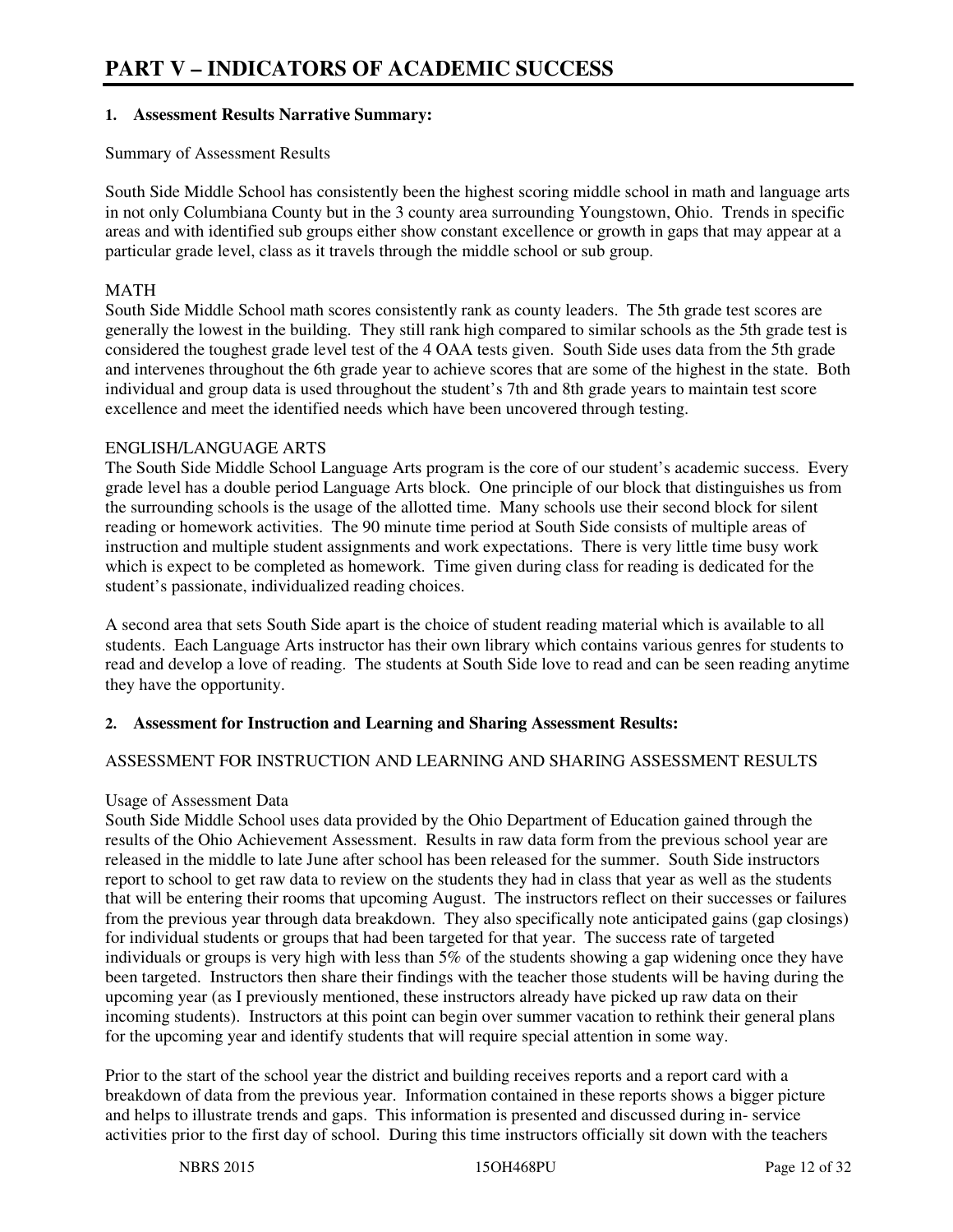# PART V – INDICATORS OF ACADEMIC SUCCESS

## 1. Assessment Results Narrative Summary:

Summary of Assessment Results

South Side Middle School has consistently been the highest scoring middle school in math and language arts in not only Columbiana County but in the 3 county area surrounding Youngstown, Ohio. Trends in specific areas and with identified sub groups either show constant excellence or growth in gaps that may appear at a particular grade level, class as it travels through the middle school or sub group.

MATH

South Side Middle School math scores consistently rank as county leaders. The 5th grade test scores are generally the lowest in the building. They still rank high compared to similar schools as the 5th grade test is considered the toughest grade level test of the 4 OAA tests given. South Side uses data from the 5th grade and intervenes throughout the 6th grade year to achieve scores that are some of the highest in the state. Both individual and group data is used throughout the student's 7th and 8th grade years to maintain test score excellence and meet the identified needs which have been uncovered through testing.

ENGLISH/LANGUAGE ARTS

The South Side Middle School Language Arts program is the core of our student's academic success. Every grade level has a double period Language Arts block. One principle of our block that distinguishes us from the surrounding schools is the usage of the allotted time. Many schools use their second block for silent reading or homework activities. The 90 minute time period at South Side consists of multiple areas of instruction and multiple student assignments and work expectations. There is very little time busy work which is expect to be completed as homework. Time given during class for reading is dedicated for the student's passionate, individualized reading choices.

A second area that sets South Side apart is the choice of student reading material which is available to all students. Each Language Arts instructor has their own library which contains various genres for students to read and develop a love of reading. The students at South Side love to read and can be seen reading anytime they have the opportunity.

## 2. Assessment for Instruction and Learning and Sharing Assessment Results:

ASSESSMENT FOR INSTRUCTION AND LEARNING AND SHARING ASSESSMENT RESULTS

Usage of Assessment Data

South Side Middle School uses data provided by the Ohio Department of Education gained through the results of the Ohio Achievement Assessment. Results in raw data form from the previous school year are released in the middle to late June after school has been released for the summer. South Side instructors report to school to get raw data to review on the students they had in class that year as well as the students that will be entering their rooms that upcoming August. The instructors reflect on their successes or failures from the previous year through data breakdown. They also specifically note anticipated gains (gap closings) for individual students or groups that had been targeted for that year. The success rate of targeted individuals or groups is very high with less than 5% of the students showing a gap widening once they have been targeted. Instructors then share their findings with the teacher those students will be having during the upcoming year (as I previously mentioned, these instructors already have picked up raw data on their incoming students). Instructors at this point can begin over summer vacation to rethink their general plans for the upcoming year and identify students that will require special attention in some way.

Prior to the start of the school year the district and building receives reports and a report card with a breakdown of data from the previous year. Information contained in these reports shows a bigger picture and helps to illustrate trends and gaps. This information is presented and discussed during in- service activities prior to the first day of school. During this time instructors officially sit down with the teachers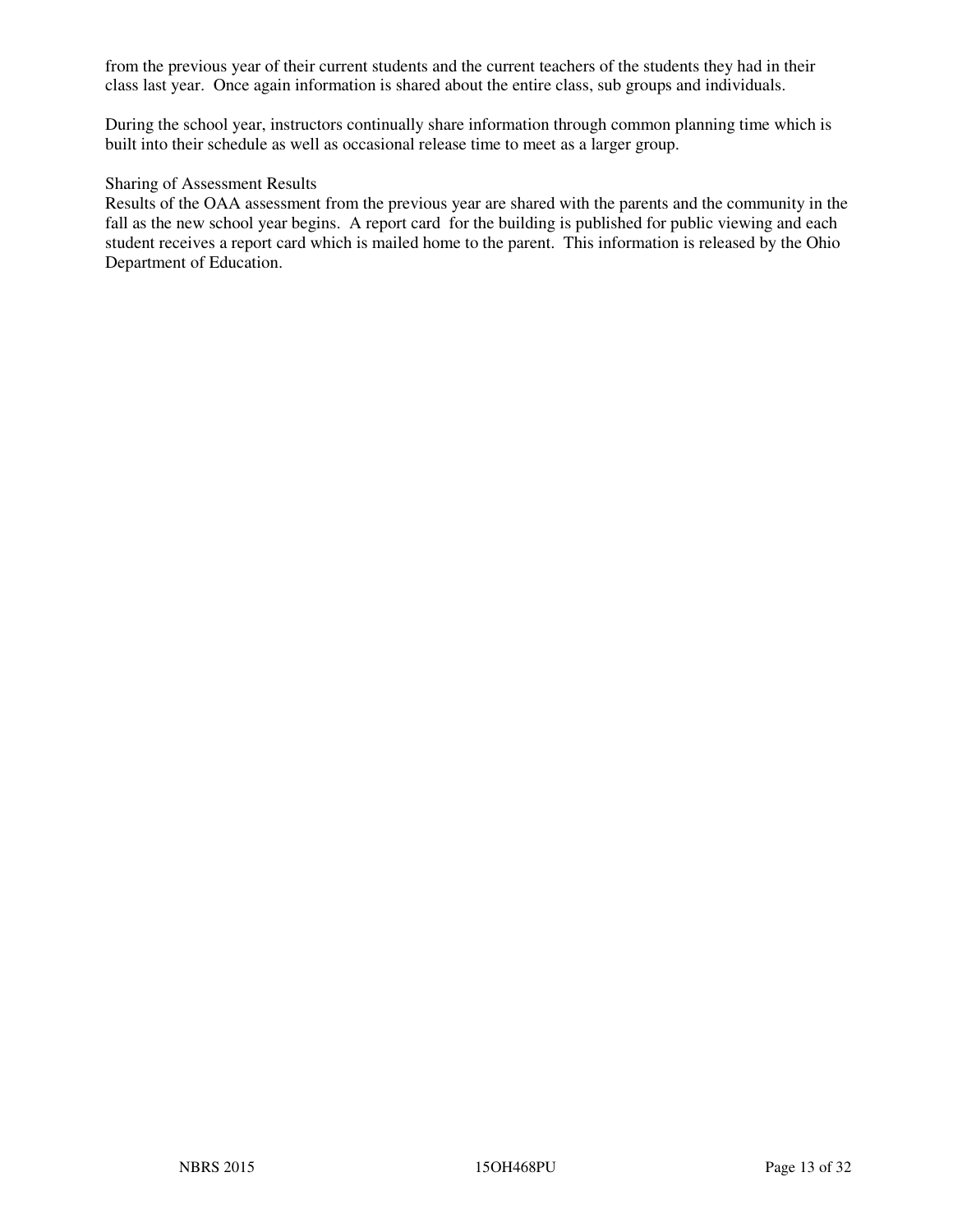from the previous year of their current students and the current teachers of the students they had in their class last year. Once again information is shared about the entire class, sub groups and individuals.

During the school year, instructors continually share information through common planning time which is built into their schedule as well as occasional release time to meet as a larger group.

Sharing of Assessment Results

Results of the OAA assessment from the previous year are shared with the parents and the community in the fall as the new school year begins. A report card for the building is published for public viewing and each student receives a report card which is mailed home to the parent. This information is released by the Ohio Department of Education.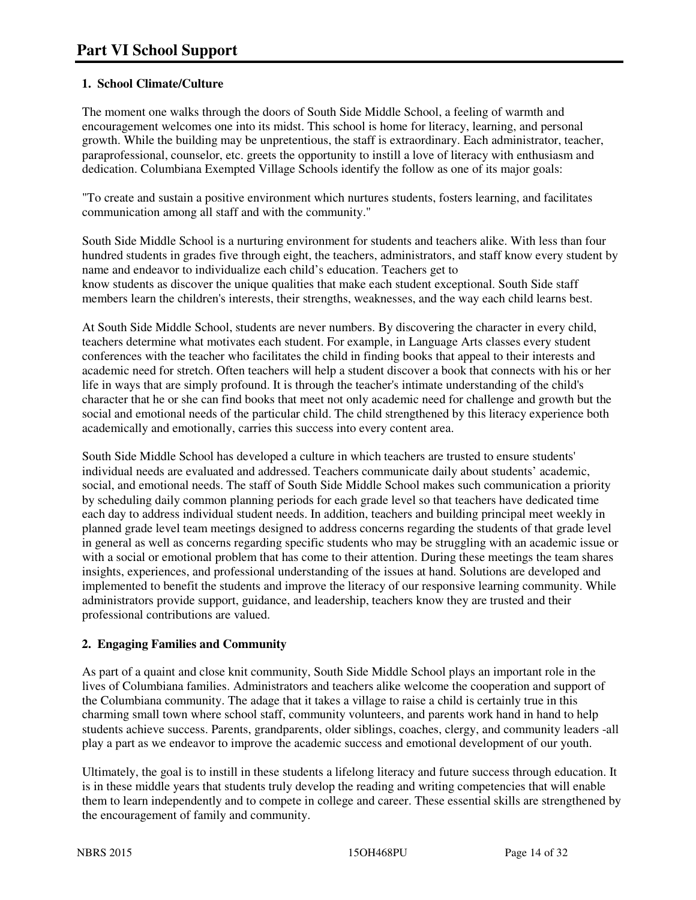# Part VI School Support

## 1. School Climate/Culture

The moment one walks through the doors of South Side Middle School, a feeling of warmth and encouragement welcomes one into its midst. This school is home for literacy, learning, and personal growth. While the building may be unpretentious, the staff is extraordinary. Each administrator, teacher, paraprofessional, counselor, etc. greets the opportunity to instill a love of literacy with enthusiasm and dedication. Columbiana Exempted Village Schools identify the follow as one of its major goals:

"To create and sustain a positive environment which nurtures students, fosters learning, and facilitates communication among all staff and with the community."

South Side Middle School is a nurturing environment for students and teachers alike. With less than four hundred students in grades five through eight, the teachers, administrators, and staff know every student by name and endeavor to individualize each child's education. Teachers get to know students as discover the unique qualities that make each student exceptional. South Side staff members learn the children's interests, their strengths, weaknesses, and the way each child learns best.

At South Side Middle School, students are never numbers. By discovering the character in every child, teachers determine what motivates each student. For example, in Language Arts classes every student conferences with the teacher who facilitates the child in finding books that appeal to their interests and academic need for stretch. Often teachers will help a student discover a book that connects with his or her life in ways that are simply profound. It is through the teacher's intimate understanding of the child's character that he or she can find books that meet not only academic need for challenge and growth but the social and emotional needs of the particular child. The child strengthened by this literacy experience both academically and emotionally, carries this success into every content area.

South Side Middle School has developed a culture in which teachers are trusted to ensure students' individual needs are evaluated and addressed. Teachers communicate daily about students' academic, social, and emotional needs. The staff of South Side Middle School makes such communication a priority by scheduling daily common planning periods for each grade level so that teachers have dedicated time each day to address individual student needs. In addition, teachers and building principal meet weekly in planned grade level team meetings designed to address concerns regarding the students of that grade level in general as well as concerns regarding specific students who may be struggling with an academic issue or with a social or emotional problem that has come to their attention. During these meetings the team shares insights, experiences, and professional understanding of the issues at hand. Solutions are developed and implemented to benefit the students and improve the literacy of our responsive learning community. While administrators provide support, guidance, and leadership, teachers know they are trusted and their professional contributions are valued.

## 2. Engaging Families and Community

As part of a quaint and close knit community, South Side Middle School plays an important role in the lives of Columbiana families. Administrators and teachers alike welcome the cooperation and support of the Columbiana community. The adage that it takes a village to raise a child is certainly true in this charming small town where school staff, community volunteers, and parents work hand in hand to help students achieve success. Parents, grandparents, older siblings, coaches, clergy, and community leaders -all play a part as we endeavor to improve the academic success and emotional development of our youth.

Ultimately, the goal is to instill in these students a lifelong literacy and future success through education. It is in these middle years that students truly develop the reading and writing competencies that will enable them to learn independently and to compete in college and career. These essential skills are strengthened by the encouragement of family and community.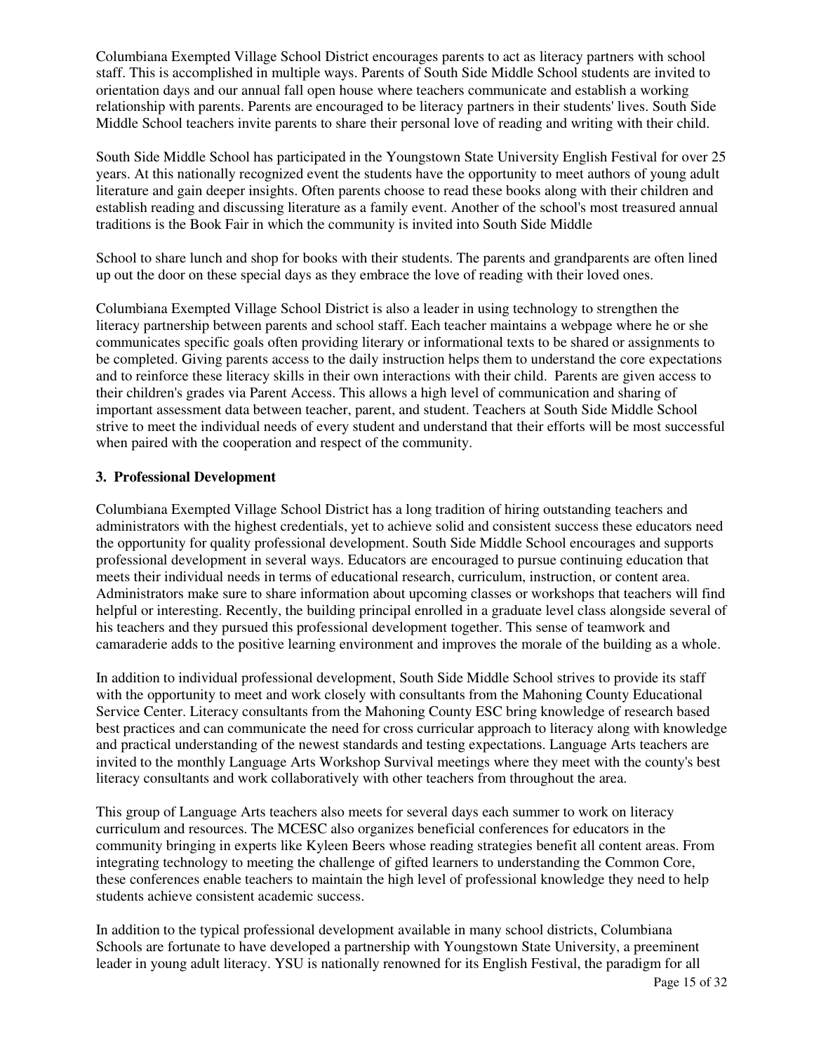Columbiana Exempted Village School District encourages parents to act as literacy partners with school staff. This is accomplished in multiple ways. Parents of South Side Middle School students are invited to orientation days and our annual fall open house where teachers communicate and establish a working relationship with parents. Parents are encouraged to be literacy partners in their students' lives. South Side Middle School teachers invite parents to share their personal love of reading and writing with their child.

South Side Middle School has participated in the Youngstown State University English Festival for over 25 years. At this nationally recognized event the students have the opportunity to meet authors of young adult literature and gain deeper insights. Often parents choose to read these books along with their children and establish reading and discussing literature as a family event. Another of the school's most treasured annual traditions is the Book Fair in which the community is invited into South Side Middle

School to share lunch and shop for books with their students. The parents and grandparents are often lined up out the door on these special days as they embrace the love of reading with their loved ones.

Columbiana Exempted Village School District is also a leader in using technology to strengthen the literacy partnership between parents and school staff. Each teacher maintains a webpage where he or she communicates specific goals often providing literary or informational texts to be shared or assignments to be completed. Giving parents access to the daily instruction helps them to understand the core expectations and to reinforce these literacy skills in their own interactions with their child. Parents are given access to their children's grades via Parent Access. This allows a high level of communication and sharing of important assessment data between teacher, parent, and student. Teachers at South Side Middle School strive to meet the individual needs of every student and understand that their efforts will be most successful when paired with the cooperation and respect of the community.

### 3. Professional Development

Columbiana Exempted Village School District has a long tradition of hiring outstanding teachers and administrators with the highest credentials, yet to achieve solid and consistent success these educators need the opportunity for quality professional development. South Side Middle School encourages and supports professional development in several ways. Educators are encouraged to pursue continuing education that meets their individual needs in terms of educational research, curriculum, instruction, or content area. Administrators make sure to share information about upcoming classes or workshops that teachers will find helpful or interesting. Recently, the building principal enrolled in a graduate level class alongside several of his teachers and they pursued this professional development together. This sense of teamwork and camaraderie adds to the positive learning environment and improves the morale of the building as a whole.

In addition to individual professional development, South Side Middle School strives to provide its staff with the opportunity to meet and work closely with consultants from the Mahoning County Educational Service Center. Literacy consultants from the Mahoning County ESC bring knowledge of research based best practices and can communicate the need for cross curricular approach to literacy along with knowledge and practical understanding of the newest standards and testing expectations. Language Arts teachers are invited to the monthly Language Arts Workshop Survival meetings where they meet with the county's best literacy consultants and work collaboratively with other teachers from throughout the area.

This group of Language Arts teachers also meets for several days each summer to work on literacy curriculum and resources. The MCESC also organizes beneficial conferences for educators in the community bringing in experts like Kyleen Beers whose reading strategies benefit all content areas. From integrating technology to meeting the challenge of gifted learners to understanding the Common Core, these conferences enable teachers to maintain the high level of professional knowledge they need to help students achieve consistent academic success.

In addition to the typical professional development available in many school districts, Columbiana Schools are fortunate to have developed a partnership with Youngstown State University, a preeminent leader in young adult literacy. YSU is nationally renowned for its English Festival, the paradigm for all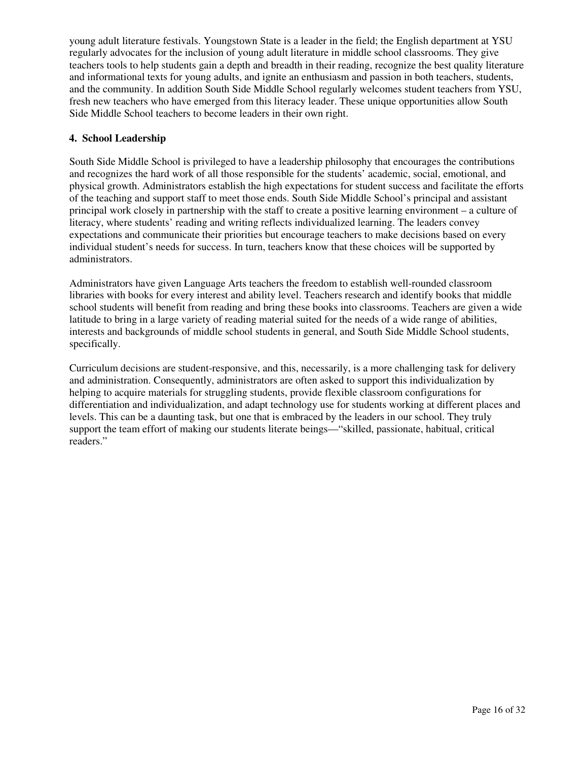young adult literature festivals. Youngstown State is a leader in the field; the English department at YSU regularly advocates for the inclusion of young adult literature in middle school classrooms. They give teachers tools to help students gain a depth and breadth in their reading, recognize the best quality literature and informational texts for young adults, and ignite an enthusiasm and passion in both teachers, students, and the community. In addition South Side Middle School regularly welcomes student teachers from YSU, fresh new teachers who have emerged from this literacy leader. These unique opportunities allow South Side Middle School teachers to become leaders in their own right.

**4. School Leadership**

South Side Middle School is privileged to have a leadership philosophy that encourages the contributions and recognizes the hard work of all those responsible for the students' academic, social, emotional, and physical growth. Administrators establish the high expectations for student success and facilitate the efforts of the teaching and support staff to meet those ends. South Side Middle School's principal and assistant principal work closely in partnership with the staff to create a positive learning environment – a culture of literacy, where students' reading and writing reflects individualized learning. The leaders convey expectations and communicate their priorities but encourage teachers to make decisions based on every individual student's needs for success. In turn, teachers know that these choices will be supported by administrators.

Administrators have given Language Arts teachers the freedom to establish well-rounded classroom libraries with books for every interest and ability level. Teachers research and identify books that middle school students will benefit from reading and bring these books into classrooms. Teachers are given a wide latitude to bring in a large variety of reading material suited for the needs of a wide range of abilities, interests and backgrounds of middle school students in general, and South Side Middle School students, specifically.

Curriculum decisions are student-responsive, and this, necessarily, is a more challenging task for delivery and administration. Consequently, administrators are often asked to support this individualization by helping to acquire materials for struggling students, provide flexible classroom configurations for differentiation and individualization, and adapt technology use for students working at different places and levels. This can be a daunting task, but one that is embraced by the leaders in our school. They truly support the team effort of making our students literate beings—"skilled, passionate, habitual, critical readers."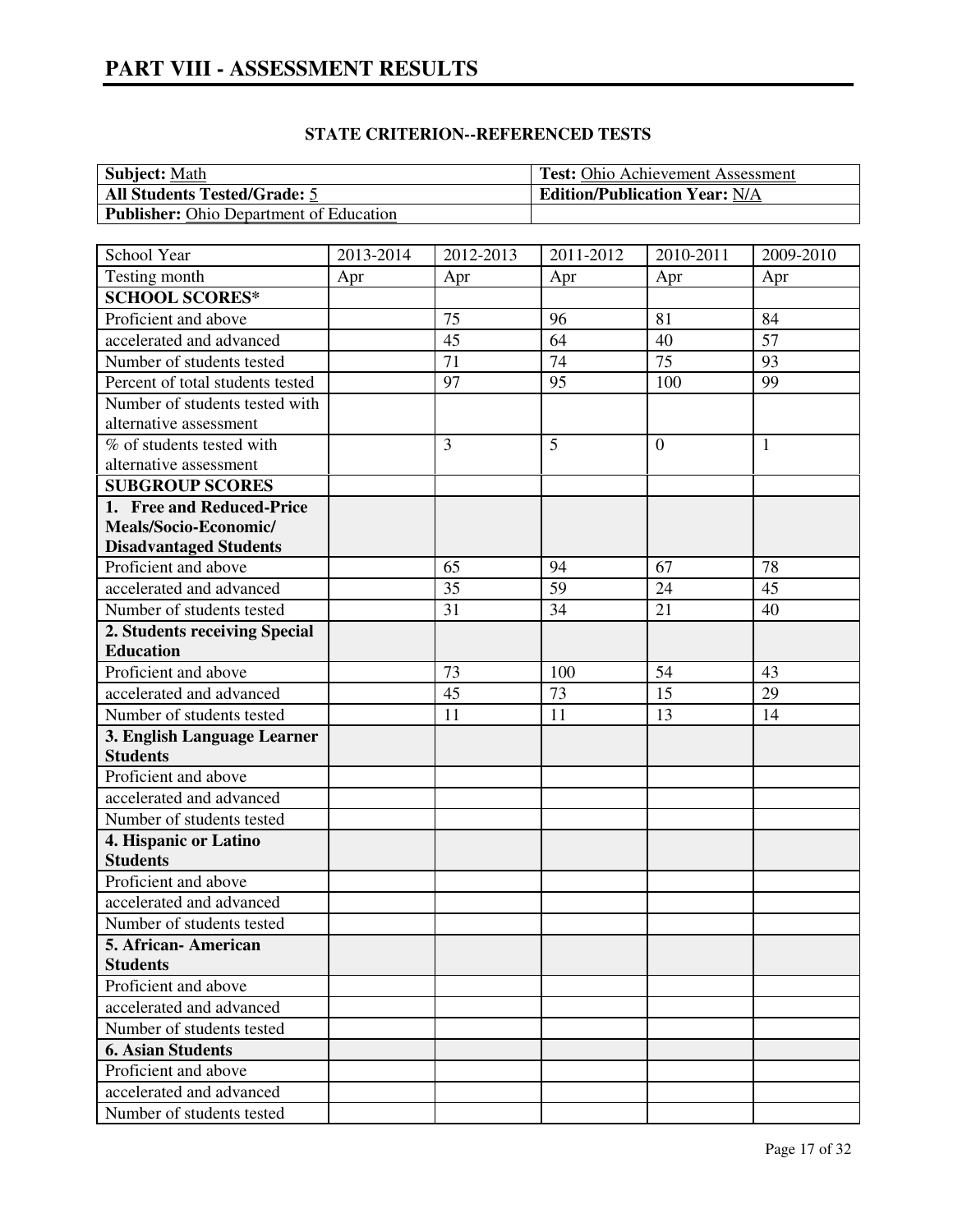# PART VIII - ASSESSMENT RESULTS

## STATE CRITERION--REFERENCED TESTS

| **Subject:** Math | **Test:** Ohio Achievement Assessment |
|---|---|
| **All Students Tested/Grade:** 5 | **Edition/Publication Year:** N/A |
| **Publisher:** Ohio Department of Education | |

| School Year | 2013-2014 | 2012-2013 | 2011-2012 | 2010-2011 | 2009-2010 |
|---|---|---|---|---|---|
| Testing month | Apr | Apr | Apr | Apr | Apr |
| **SCHOOL SCORES*** | | | | | |
| Proficient and above | | 75 | 96 | 81 | 84 |
| accelerated and advanced | | 45 | 64 | 40 | 57 |
| Number of students tested | | 71 | 74 | 75 | 93 |
| Percent of total students tested | | 97 | 95 | 100 | 99 |
| Number of students tested with alternative assessment | | | | | |
| % of students tested with alternative assessment | | 3 | 5 | 0 | 1 |
| **SUBGROUP SCORES** | | | | | |
| **1. Free and Reduced-Price Meals/Socio-Economic/ Disadvantaged Students** | | | | | |
| Proficient and above | | 65 | 94 | 67 | 78 |
| accelerated and advanced | | 35 | 59 | 24 | 45 |
| Number of students tested | | 31 | 34 | 21 | 40 |
| **2. Students receiving Special Education** | | | | | |
| Proficient and above | | 73 | 100 | 54 | 43 |
| accelerated and advanced | | 45 | 73 | 15 | 29 |
| Number of students tested | | 11 | 11 | 13 | 14 |
| **3. English Language Learner Students** | | | | | |
| Proficient and above | | | | | |
| accelerated and advanced | | | | | |
| Number of students tested | | | | | |
| **4. Hispanic or Latino Students** | | | | | |
| Proficient and above | | | | | |
| accelerated and advanced | | | | | |
| Number of students tested | | | | | |
| **5. African- American Students** | | | | | |
| Proficient and above | | | | | |
| accelerated and advanced | | | | | |
| Number of students tested | | | | | |
| **6. Asian Students** | | | | | |
| Proficient and above | | | | | |
| accelerated and advanced | | | | | |
| Number of students tested | | | | | |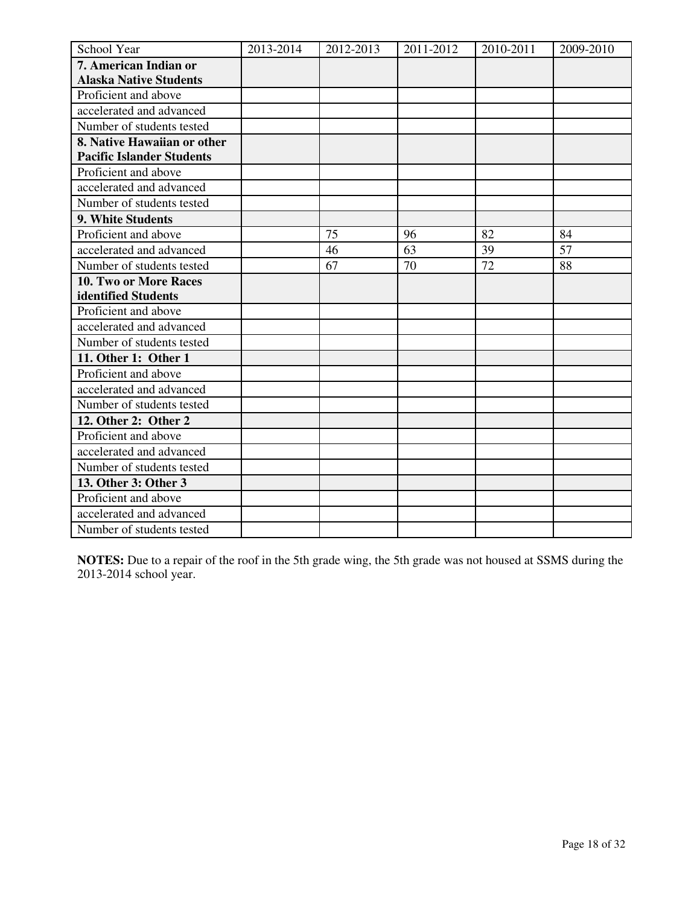| School Year | 2013-2014 | 2012-2013 | 2011-2012 | 2010-2011 | 2009-2010 |
|---|---|---|---|---|---|
| **7. American Indian or Alaska Native Students** | | | | | |
| Proficient and above | | | | | |
| accelerated and advanced | | | | | |
| Number of students tested | | | | | |
| **8. Native Hawaiian or other Pacific Islander Students** | | | | | |
| Proficient and above | | | | | |
| accelerated and advanced | | | | | |
| Number of students tested | | | | | |
| **9. White Students** | | | | | |
| Proficient and above | | 75 | 96 | 82 | 84 |
| accelerated and advanced | | 46 | 63 | 39 | 57 |
| Number of students tested | | 67 | 70 | 72 | 88 |
| **10. Two or More Races identified Students** | | | | | |
| Proficient and above | | | | | |
| accelerated and advanced | | | | | |
| Number of students tested | | | | | |
| **11. Other 1: Other 1** | | | | | |
| Proficient and above | | | | | |
| accelerated and advanced | | | | | |
| Number of students tested | | | | | |
| **12. Other 2: Other 2** | | | | | |
| Proficient and above | | | | | |
| accelerated and advanced | | | | | |
| Number of students tested | | | | | |
| **13. Other 3: Other 3** | | | | | |
| Proficient and above | | | | | |
| accelerated and advanced | | | | | |
| Number of students tested | | | | | |

**NOTES:** Due to a repair of the roof in the 5th grade wing, the 5th grade was not housed at SSMS during the 2013-2014 school year.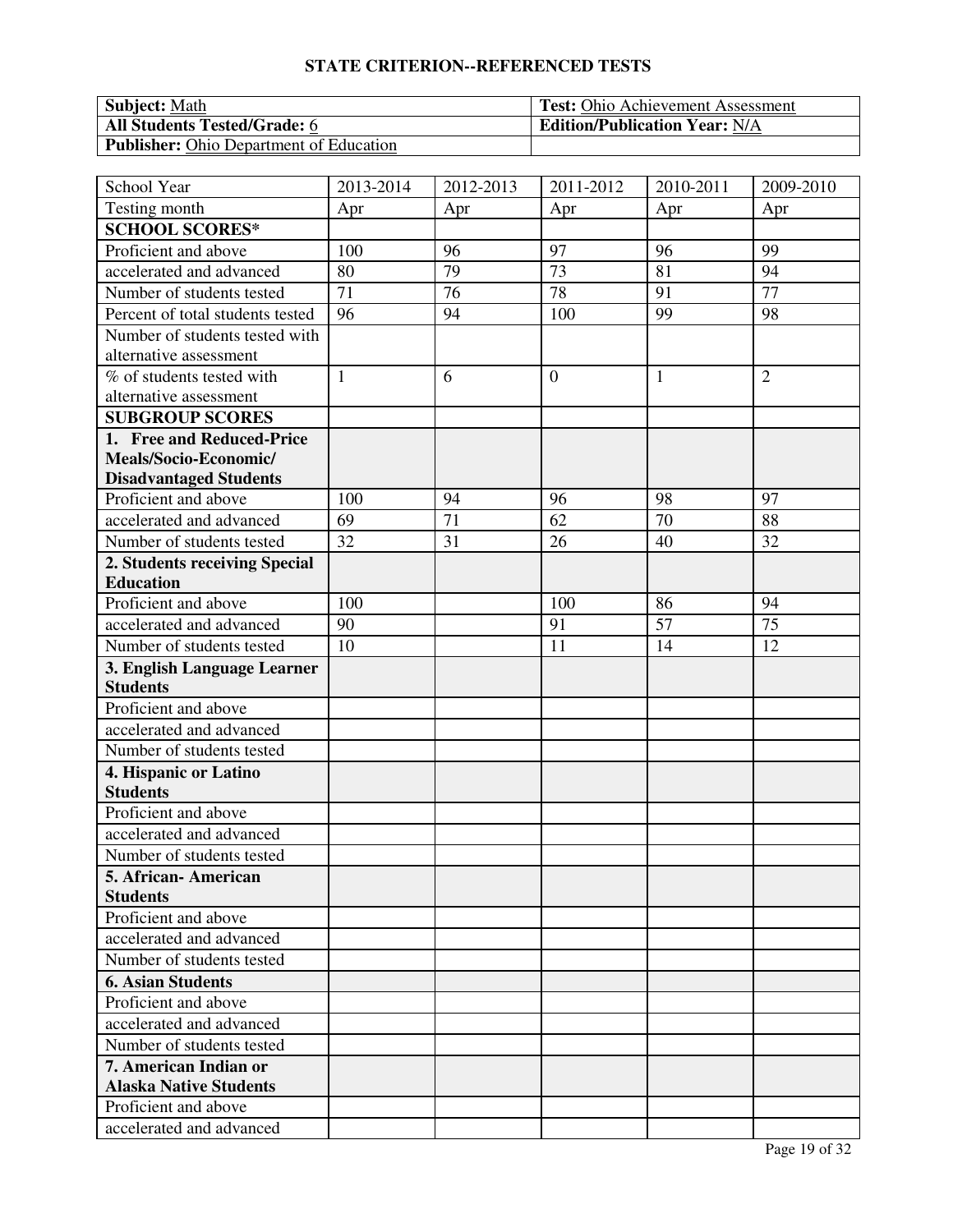## STATE CRITERION--REFERENCED TESTS

| **Subject:** Math | **Test:** Ohio Achievement Assessment |
|---|---|
| **All Students Tested/Grade:** 6 | **Edition/Publication Year:** N/A |
| **Publisher:** Ohio Department of Education | |

| School Year | 2013-2014 | 2012-2013 | 2011-2012 | 2010-2011 | 2009-2010 |
|---|---|---|---|---|---|
| Testing month | Apr | Apr | Apr | Apr | Apr |
| **SCHOOL SCORES*** | | | | | |
| Proficient and above | 100 | 96 | 97 | 96 | 99 |
| accelerated and advanced | 80 | 79 | 73 | 81 | 94 |
| Number of students tested | 71 | 76 | 78 | 91 | 77 |
| Percent of total students tested | 96 | 94 | 100 | 99 | 98 |
| Number of students tested with alternative assessment | | | | | |
| % of students tested with alternative assessment | 1 | 6 | 0 | 1 | 2 |
| **SUBGROUP SCORES** | | | | | |
| **1. Free and Reduced-Price Meals/Socio-Economic/ Disadvantaged Students** | | | | | |
| Proficient and above | 100 | 94 | 96 | 98 | 97 |
| accelerated and advanced | 69 | 71 | 62 | 70 | 88 |
| Number of students tested | 32 | 31 | 26 | 40 | 32 |
| **2. Students receiving Special Education** | | | | | |
| Proficient and above | 100 | | 100 | 86 | 94 |
| accelerated and advanced | 90 | | 91 | 57 | 75 |
| Number of students tested | 10 | | 11 | 14 | 12 |
| **3. English Language Learner Students** | | | | | |
| Proficient and above | | | | | |
| accelerated and advanced | | | | | |
| Number of students tested | | | | | |
| **4. Hispanic or Latino Students** | | | | | |
| Proficient and above | | | | | |
| accelerated and advanced | | | | | |
| Number of students tested | | | | | |
| **5. African- American Students** | | | | | |
| Proficient and above | | | | | |
| accelerated and advanced | | | | | |
| Number of students tested | | | | | |
| **6. Asian Students** | | | | | |
| Proficient and above | | | | | |
| accelerated and advanced | | | | | |
| Number of students tested | | | | | |
| **7. American Indian or Alaska Native Students** | | | | | |
| Proficient and above | | | | | |
| accelerated and advanced | | | | | |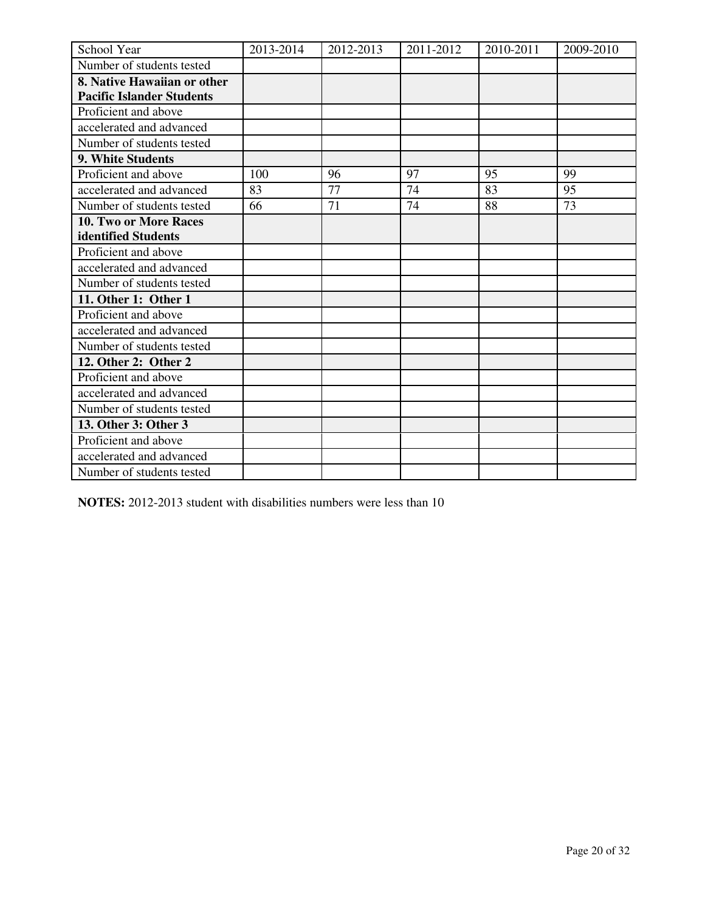| School Year | 2013-2014 | 2012-2013 | 2011-2012 | 2010-2011 | 2009-2010 |
| --- | --- | --- | --- | --- | --- |
| Number of students tested | | | | | |
| **8. Native Hawaiian or other Pacific Islander Students** | | | | | |
| Proficient and above | | | | | |
| accelerated and advanced | | | | | |
| Number of students tested | | | | | |
| **9. White Students** | | | | | |
| Proficient and above | 100 | 96 | 97 | 95 | 99 |
| accelerated and advanced | 83 | 77 | 74 | 83 | 95 |
| Number of students tested | 66 | 71 | 74 | 88 | 73 |
| **10. Two or More Races identified Students** | | | | | |
| Proficient and above | | | | | |
| accelerated and advanced | | | | | |
| Number of students tested | | | | | |
| **11. Other 1: Other 1** | | | | | |
| Proficient and above | | | | | |
| accelerated and advanced | | | | | |
| Number of students tested | | | | | |
| **12. Other 2: Other 2** | | | | | |
| Proficient and above | | | | | |
| accelerated and advanced | | | | | |
| Number of students tested | | | | | |
| **13. Other 3: Other 3** | | | | | |
| Proficient and above | | | | | |
| accelerated and advanced | | | | | |
| Number of students tested | | | | | |

**NOTES:** 2012-2013 student with disabilities numbers were less than 10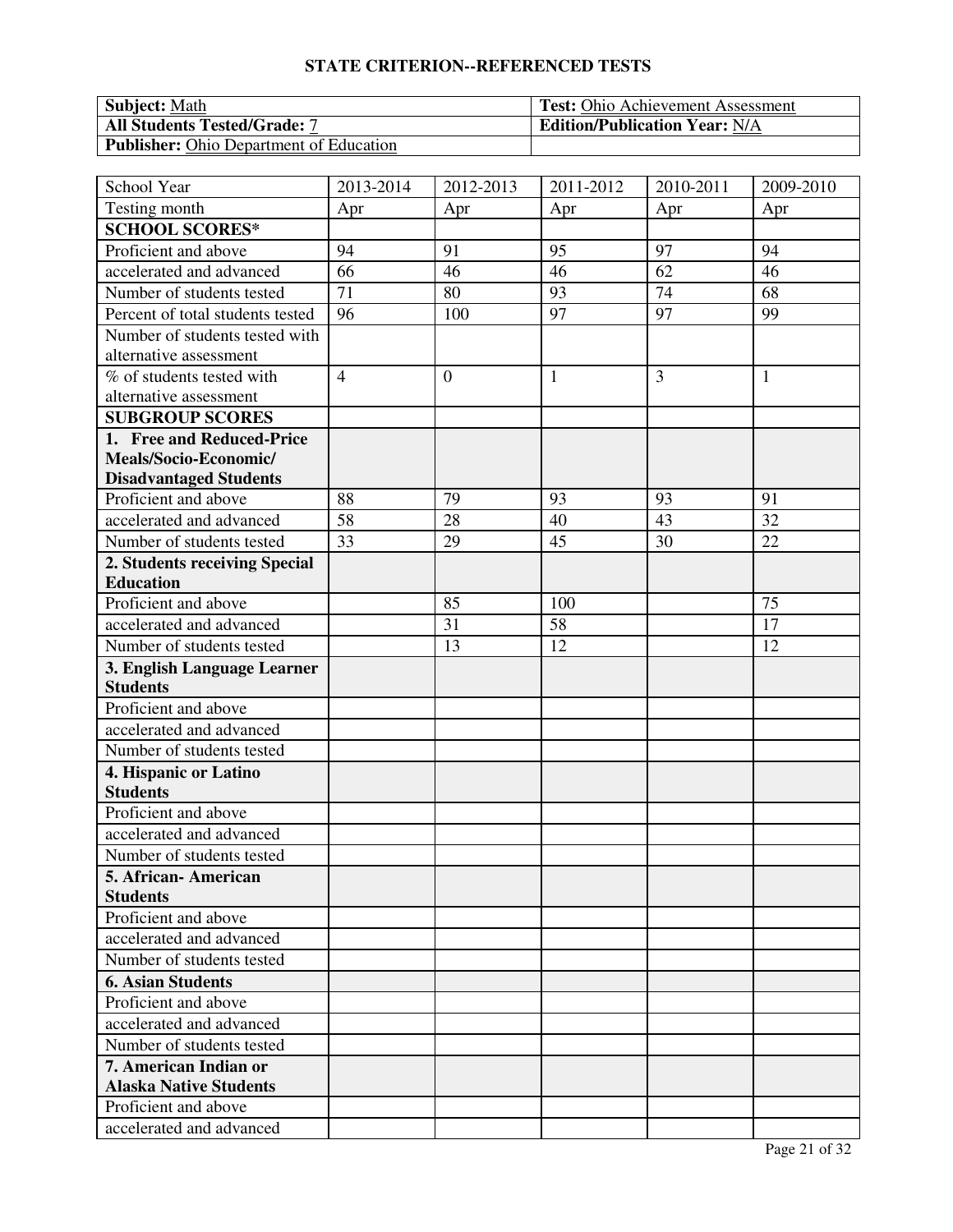## STATE CRITERION--REFERENCED TESTS

| **Subject:** Math | **Test:** Ohio Achievement Assessment |
|---|---|
| **All Students Tested/Grade:** 7 | **Edition/Publication Year:** N/A |
| **Publisher:** Ohio Department of Education | |

| School Year | 2013-2014 | 2012-2013 | 2011-2012 | 2010-2011 | 2009-2010 |
|---|---|---|---|---|---|
| Testing month | Apr | Apr | Apr | Apr | Apr |
| **SCHOOL SCORES*** | | | | | |
| Proficient and above | 94 | 91 | 95 | 97 | 94 |
| accelerated and advanced | 66 | 46 | 46 | 62 | 46 |
| Number of students tested | 71 | 80 | 93 | 74 | 68 |
| Percent of total students tested | 96 | 100 | 97 | 97 | 99 |
| Number of students tested with alternative assessment | | | | | |
| % of students tested with alternative assessment | 4 | 0 | 1 | 3 | 1 |
| **SUBGROUP SCORES** | | | | | |
| **1. Free and Reduced-Price Meals/Socio-Economic/ Disadvantaged Students** | | | | | |
| Proficient and above | 88 | 79 | 93 | 93 | 91 |
| accelerated and advanced | 58 | 28 | 40 | 43 | 32 |
| Number of students tested | 33 | 29 | 45 | 30 | 22 |
| **2. Students receiving Special Education** | | | | | |
| Proficient and above | | 85 | 100 | | 75 |
| accelerated and advanced | | 31 | 58 | | 17 |
| Number of students tested | | 13 | 12 | | 12 |
| **3. English Language Learner Students** | | | | | |
| Proficient and above | | | | | |
| accelerated and advanced | | | | | |
| Number of students tested | | | | | |
| **4. Hispanic or Latino Students** | | | | | |
| Proficient and above | | | | | |
| accelerated and advanced | | | | | |
| Number of students tested | | | | | |
| **5. African- American Students** | | | | | |
| Proficient and above | | | | | |
| accelerated and advanced | | | | | |
| Number of students tested | | | | | |
| **6. Asian Students** | | | | | |
| Proficient and above | | | | | |
| accelerated and advanced | | | | | |
| Number of students tested | | | | | |
| **7. American Indian or Alaska Native Students** | | | | | |
| Proficient and above | | | | | |
| accelerated and advanced | | | | | |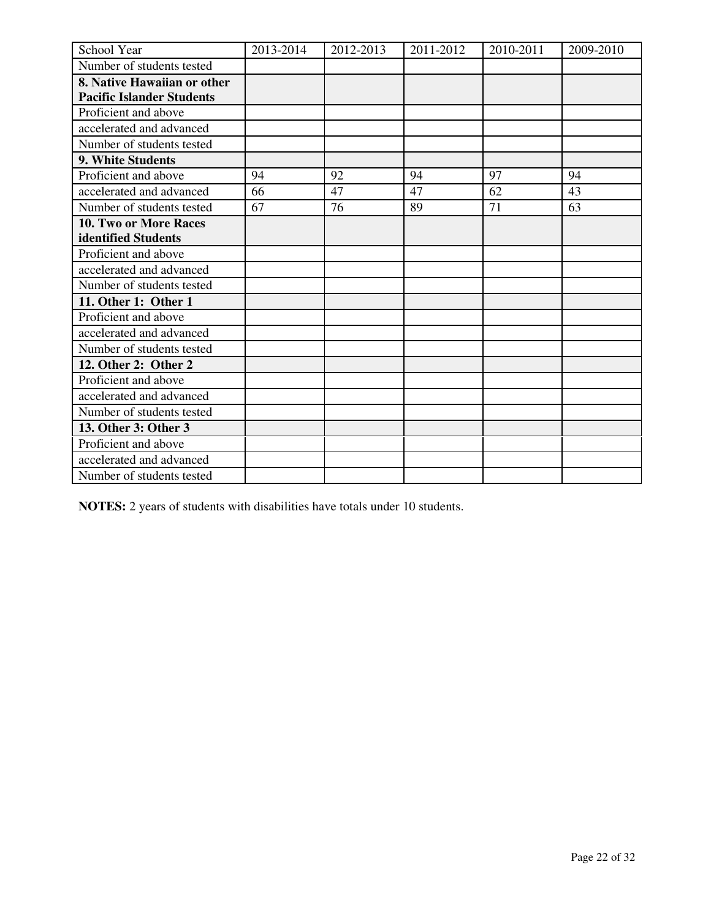| School Year | 2013-2014 | 2012-2013 | 2011-2012 | 2010-2011 | 2009-2010 |
| --- | --- | --- | --- | --- | --- |
| Number of students tested | | | | | |
| **8. Native Hawaiian or other Pacific Islander Students** | | | | | |
| Proficient and above | | | | | |
| accelerated and advanced | | | | | |
| Number of students tested | | | | | |
| **9. White Students** | | | | | |
| Proficient and above | 94 | 92 | 94 | 97 | 94 |
| accelerated and advanced | 66 | 47 | 47 | 62 | 43 |
| Number of students tested | 67 | 76 | 89 | 71 | 63 |
| **10. Two or More Races identified Students** | | | | | |
| Proficient and above | | | | | |
| accelerated and advanced | | | | | |
| Number of students tested | | | | | |
| **11. Other 1: Other 1** | | | | | |
| Proficient and above | | | | | |
| accelerated and advanced | | | | | |
| Number of students tested | | | | | |
| **12. Other 2: Other 2** | | | | | |
| Proficient and above | | | | | |
| accelerated and advanced | | | | | |
| Number of students tested | | | | | |
| **13. Other 3: Other 3** | | | | | |
| Proficient and above | | | | | |
| accelerated and advanced | | | | | |
| Number of students tested | | | | | |

**NOTES:** 2 years of students with disabilities have totals under 10 students.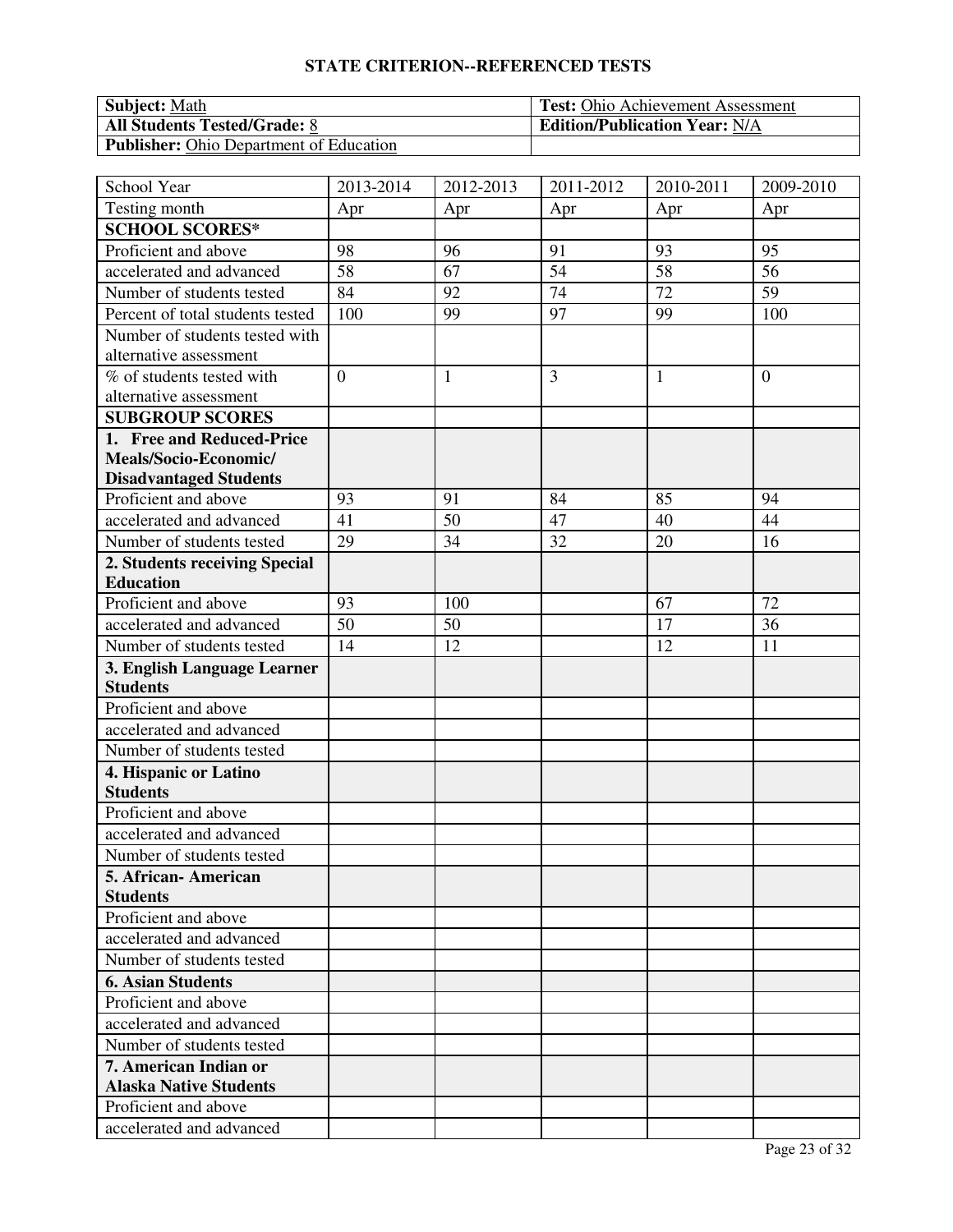## STATE CRITERION--REFERENCED TESTS

| **Subject:** Math | **Test:** Ohio Achievement Assessment |
|---|---|
| **All Students Tested/Grade:** 8 | **Edition/Publication Year:** N/A |
| **Publisher:** Ohio Department of Education | |

| School Year | 2013-2014 | 2012-2013 | 2011-2012 | 2010-2011 | 2009-2010 |
|---|---|---|---|---|---|
| Testing month | Apr | Apr | Apr | Apr | Apr |
| **SCHOOL SCORES*** | | | | | |
| Proficient and above | 98 | 96 | 91 | 93 | 95 |
| accelerated and advanced | 58 | 67 | 54 | 58 | 56 |
| Number of students tested | 84 | 92 | 74 | 72 | 59 |
| Percent of total students tested | 100 | 99 | 97 | 99 | 100 |
| Number of students tested with alternative assessment | | | | | |
| % of students tested with alternative assessment | 0 | 1 | 3 | 1 | 0 |
| **SUBGROUP SCORES** | | | | | |
| **1. Free and Reduced-Price Meals/Socio-Economic/ Disadvantaged Students** | | | | | |
| Proficient and above | 93 | 91 | 84 | 85 | 94 |
| accelerated and advanced | 41 | 50 | 47 | 40 | 44 |
| Number of students tested | 29 | 34 | 32 | 20 | 16 |
| **2. Students receiving Special Education** | | | | | |
| Proficient and above | 93 | 100 | | 67 | 72 |
| accelerated and advanced | 50 | 50 | | 17 | 36 |
| Number of students tested | 14 | 12 | | 12 | 11 |
| **3. English Language Learner Students** | | | | | |
| Proficient and above | | | | | |
| accelerated and advanced | | | | | |
| Number of students tested | | | | | |
| **4. Hispanic or Latino Students** | | | | | |
| Proficient and above | | | | | |
| accelerated and advanced | | | | | |
| Number of students tested | | | | | |
| **5. African- American Students** | | | | | |
| Proficient and above | | | | | |
| accelerated and advanced | | | | | |
| Number of students tested | | | | | |
| **6. Asian Students** | | | | | |
| Proficient and above | | | | | |
| accelerated and advanced | | | | | |
| Number of students tested | | | | | |
| **7. American Indian or Alaska Native Students** | | | | | |
| Proficient and above | | | | | |
| accelerated and advanced | | | | | |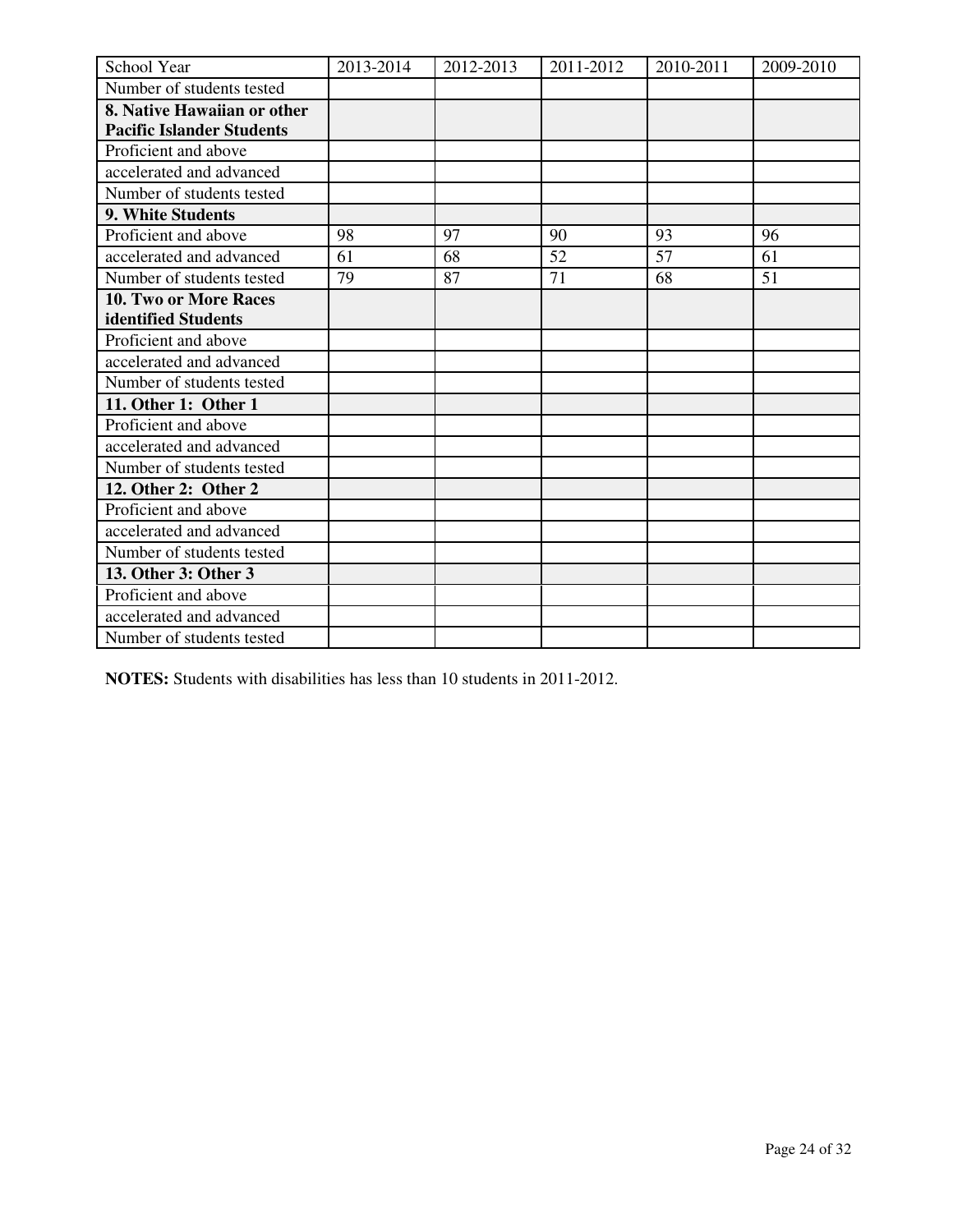| School Year | 2013-2014 | 2012-2013 | 2011-2012 | 2010-2011 | 2009-2010 |
|---|---|---|---|---|---|
| Number of students tested | | | | | |
| **8. Native Hawaiian or other Pacific Islander Students** | | | | | |
| Proficient and above | | | | | |
| accelerated and advanced | | | | | |
| Number of students tested | | | | | |
| **9. White Students** | | | | | |
| Proficient and above | 98 | 97 | 90 | 93 | 96 |
| accelerated and advanced | 61 | 68 | 52 | 57 | 61 |
| Number of students tested | 79 | 87 | 71 | 68 | 51 |
| **10. Two or More Races identified Students** | | | | | |
| Proficient and above | | | | | |
| accelerated and advanced | | | | | |
| Number of students tested | | | | | |
| **11. Other 1: Other 1** | | | | | |
| Proficient and above | | | | | |
| accelerated and advanced | | | | | |
| Number of students tested | | | | | |
| **12. Other 2: Other 2** | | | | | |
| Proficient and above | | | | | |
| accelerated and advanced | | | | | |
| Number of students tested | | | | | |
| **13. Other 3: Other 3** | | | | | |
| Proficient and above | | | | | |
| accelerated and advanced | | | | | |
| Number of students tested | | | | | |

**NOTES:** Students with disabilities has less than 10 students in 2011-2012.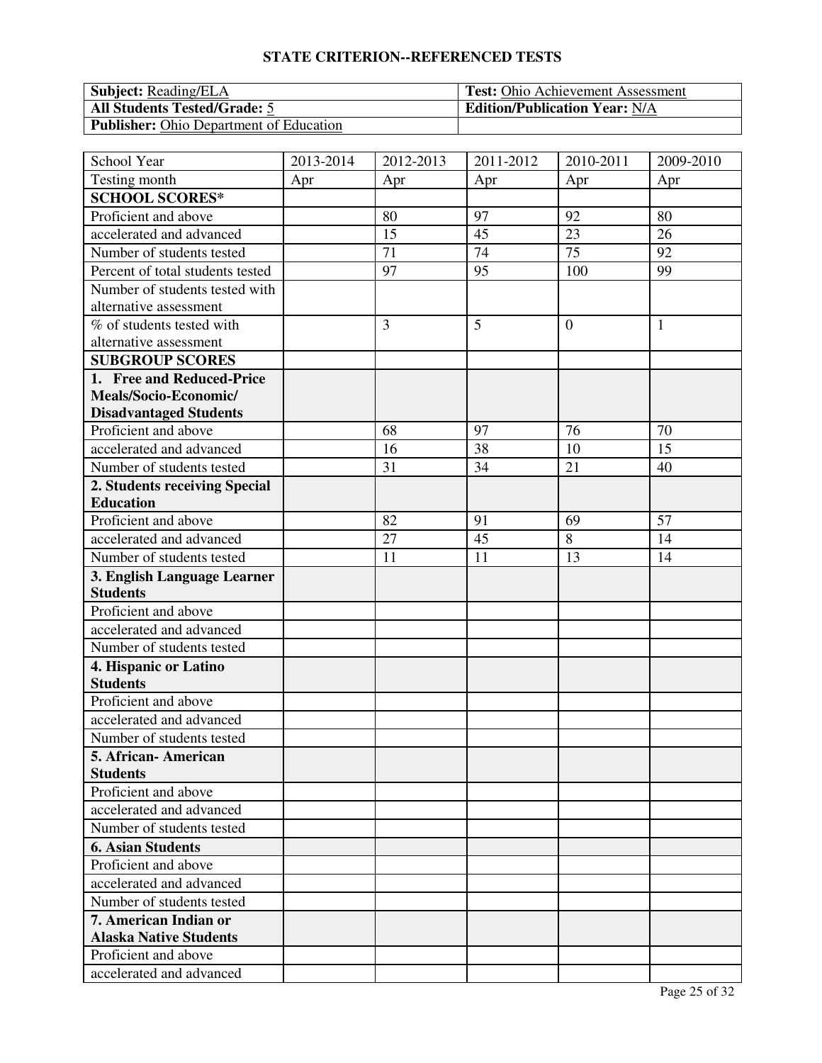## STATE CRITERION--REFERENCED TESTS

| **Subject:** Reading/ELA | **Test:** Ohio Achievement Assessment |
|---|---|
| **All Students Tested/Grade:** 5 | **Edition/Publication Year:** N/A |
| **Publisher:** Ohio Department of Education | |

| School Year | 2013-2014 | 2012-2013 | 2011-2012 | 2010-2011 | 2009-2010 |
|---|---|---|---|---|---|
| Testing month | Apr | Apr | Apr | Apr | Apr |
| **SCHOOL SCORES*** | | | | | |
| Proficient and above | | 80 | 97 | 92 | 80 |
| accelerated and advanced | | 15 | 45 | 23 | 26 |
| Number of students tested | | 71 | 74 | 75 | 92 |
| Percent of total students tested | | 97 | 95 | 100 | 99 |
| Number of students tested with alternative assessment | | | | | |
| % of students tested with alternative assessment | | 3 | 5 | 0 | 1 |
| **SUBGROUP SCORES** | | | | | |
| **1. Free and Reduced-Price Meals/Socio-Economic/ Disadvantaged Students** | | | | | |
| Proficient and above | | 68 | 97 | 76 | 70 |
| accelerated and advanced | | 16 | 38 | 10 | 15 |
| Number of students tested | | 31 | 34 | 21 | 40 |
| **2. Students receiving Special Education** | | | | | |
| Proficient and above | | 82 | 91 | 69 | 57 |
| accelerated and advanced | | 27 | 45 | 8 | 14 |
| Number of students tested | | 11 | 11 | 13 | 14 |
| **3. English Language Learner Students** | | | | | |
| Proficient and above | | | | | |
| accelerated and advanced | | | | | |
| Number of students tested | | | | | |
| **4. Hispanic or Latino Students** | | | | | |
| Proficient and above | | | | | |
| accelerated and advanced | | | | | |
| Number of students tested | | | | | |
| **5. African- American Students** | | | | | |
| Proficient and above | | | | | |
| accelerated and advanced | | | | | |
| Number of students tested | | | | | |
| **6. Asian Students** | | | | | |
| Proficient and above | | | | | |
| accelerated and advanced | | | | | |
| Number of students tested | | | | | |
| **7. American Indian or Alaska Native Students** | | | | | |
| Proficient and above | | | | | |
| accelerated and advanced | | | | | |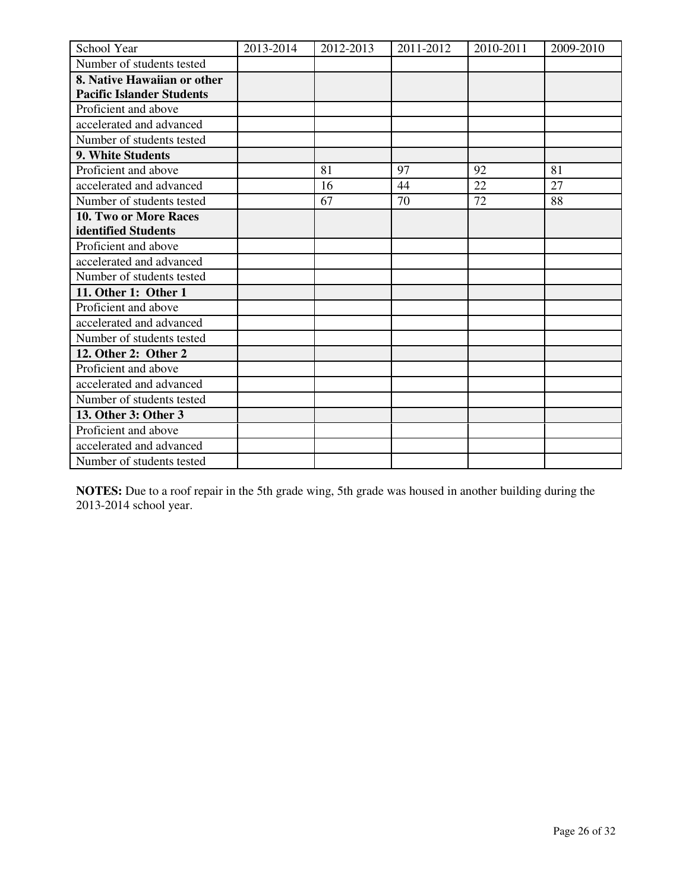| School Year | 2013-2014 | 2012-2013 | 2011-2012 | 2010-2011 | 2009-2010 |
| --- | --- | --- | --- | --- | --- |
| Number of students tested | | | | | |
| **8. Native Hawaiian or other Pacific Islander Students** | | | | | |
| Proficient and above | | | | | |
| accelerated and advanced | | | | | |
| Number of students tested | | | | | |
| **9. White Students** | | | | | |
| Proficient and above | | 81 | 97 | 92 | 81 |
| accelerated and advanced | | 16 | 44 | 22 | 27 |
| Number of students tested | | 67 | 70 | 72 | 88 |
| **10. Two or More Races identified Students** | | | | | |
| Proficient and above | | | | | |
| accelerated and advanced | | | | | |
| Number of students tested | | | | | |
| **11. Other 1: Other 1** | | | | | |
| Proficient and above | | | | | |
| accelerated and advanced | | | | | |
| Number of students tested | | | | | |
| **12. Other 2: Other 2** | | | | | |
| Proficient and above | | | | | |
| accelerated and advanced | | | | | |
| Number of students tested | | | | | |
| **13. Other 3: Other 3** | | | | | |
| Proficient and above | | | | | |
| accelerated and advanced | | | | | |
| Number of students tested | | | | | |

**NOTES:** Due to a roof repair in the 5th grade wing, 5th grade was housed in another building during the 2013-2014 school year.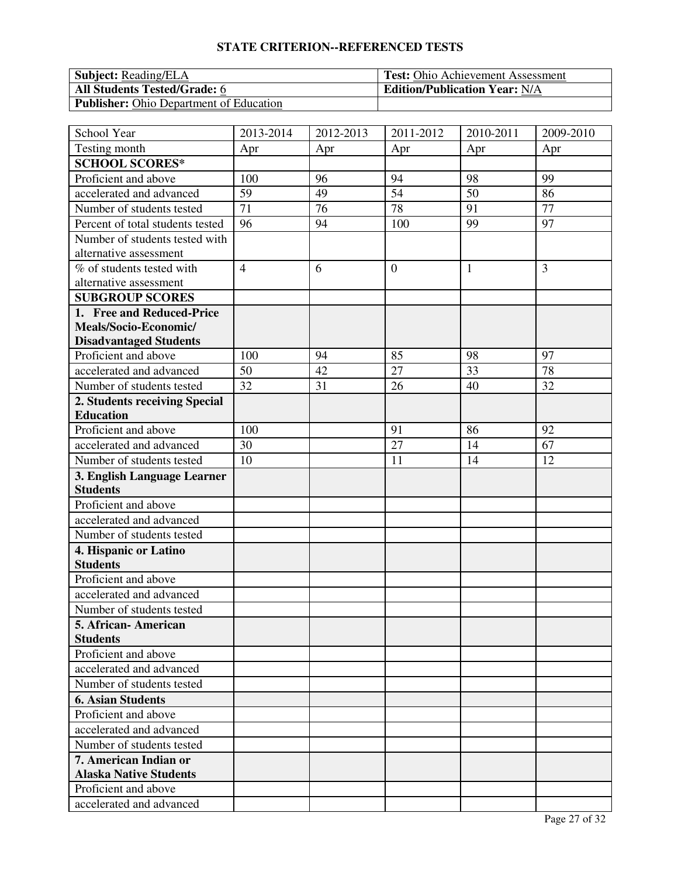## STATE CRITERION--REFERENCED TESTS

| **Subject:** Reading/ELA | **Test:** Ohio Achievement Assessment |
|---|---|
| **All Students Tested/Grade:** 6 | **Edition/Publication Year:** N/A |
| **Publisher:** Ohio Department of Education | |

| School Year | 2013-2014 | 2012-2013 | 2011-2012 | 2010-2011 | 2009-2010 |
|---|---|---|---|---|---|
| Testing month | Apr | Apr | Apr | Apr | Apr |
| **SCHOOL SCORES*** | | | | | |
| Proficient and above | 100 | 96 | 94 | 98 | 99 |
| accelerated and advanced | 59 | 49 | 54 | 50 | 86 |
| Number of students tested | 71 | 76 | 78 | 91 | 77 |
| Percent of total students tested | 96 | 94 | 100 | 99 | 97 |
| Number of students tested with alternative assessment | | | | | |
| % of students tested with alternative assessment | 4 | 6 | 0 | 1 | 3 |
| **SUBGROUP SCORES** | | | | | |
| **1. Free and Reduced-Price Meals/Socio-Economic/ Disadvantaged Students** | | | | | |
| Proficient and above | 100 | 94 | 85 | 98 | 97 |
| accelerated and advanced | 50 | 42 | 27 | 33 | 78 |
| Number of students tested | 32 | 31 | 26 | 40 | 32 |
| **2. Students receiving Special Education** | | | | | |
| Proficient and above | 100 | | 91 | 86 | 92 |
| accelerated and advanced | 30 | | 27 | 14 | 67 |
| Number of students tested | 10 | | 11 | 14 | 12 |
| **3. English Language Learner Students** | | | | | |
| Proficient and above | | | | | |
| accelerated and advanced | | | | | |
| Number of students tested | | | | | |
| **4. Hispanic or Latino Students** | | | | | |
| Proficient and above | | | | | |
| accelerated and advanced | | | | | |
| Number of students tested | | | | | |
| **5. African- American Students** | | | | | |
| Proficient and above | | | | | |
| accelerated and advanced | | | | | |
| Number of students tested | | | | | |
| **6. Asian Students** | | | | | |
| Proficient and above | | | | | |
| accelerated and advanced | | | | | |
| Number of students tested | | | | | |
| **7. American Indian or Alaska Native Students** | | | | | |
| Proficient and above | | | | | |
| accelerated and advanced | | | | | |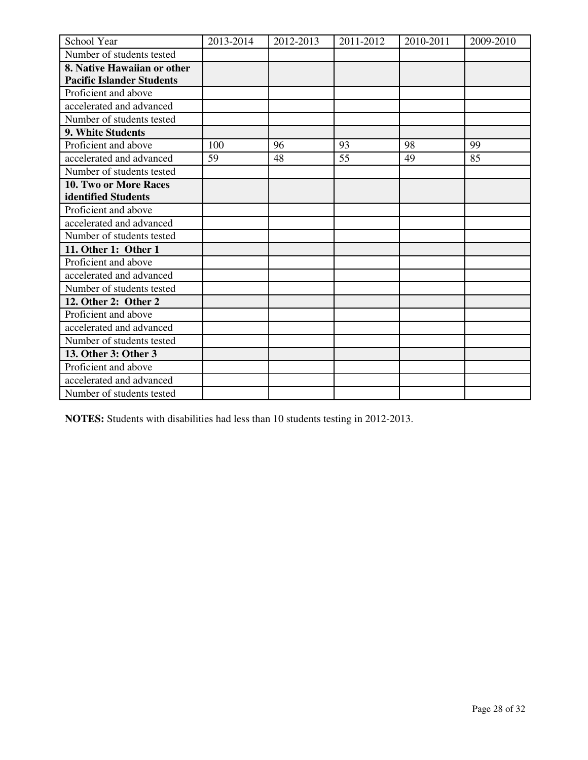| School Year | 2013-2014 | 2012-2013 | 2011-2012 | 2010-2011 | 2009-2010 |
| --- | --- | --- | --- | --- | --- |
| Number of students tested | | | | | |
| **8. Native Hawaiian or other Pacific Islander Students** | | | | | |
| Proficient and above | | | | | |
| accelerated and advanced | | | | | |
| Number of students tested | | | | | |
| **9. White Students** | | | | | |
| Proficient and above | 100 | 96 | 93 | 98 | 99 |
| accelerated and advanced | 59 | 48 | 55 | 49 | 85 |
| Number of students tested | | | | | |
| **10. Two or More Races identified Students** | | | | | |
| Proficient and above | | | | | |
| accelerated and advanced | | | | | |
| Number of students tested | | | | | |
| **11. Other 1: Other 1** | | | | | |
| Proficient and above | | | | | |
| accelerated and advanced | | | | | |
| Number of students tested | | | | | |
| **12. Other 2: Other 2** | | | | | |
| Proficient and above | | | | | |
| accelerated and advanced | | | | | |
| Number of students tested | | | | | |
| **13. Other 3: Other 3** | | | | | |
| Proficient and above | | | | | |
| accelerated and advanced | | | | | |
| Number of students tested | | | | | |

**NOTES:** Students with disabilities had less than 10 students testing in 2012-2013.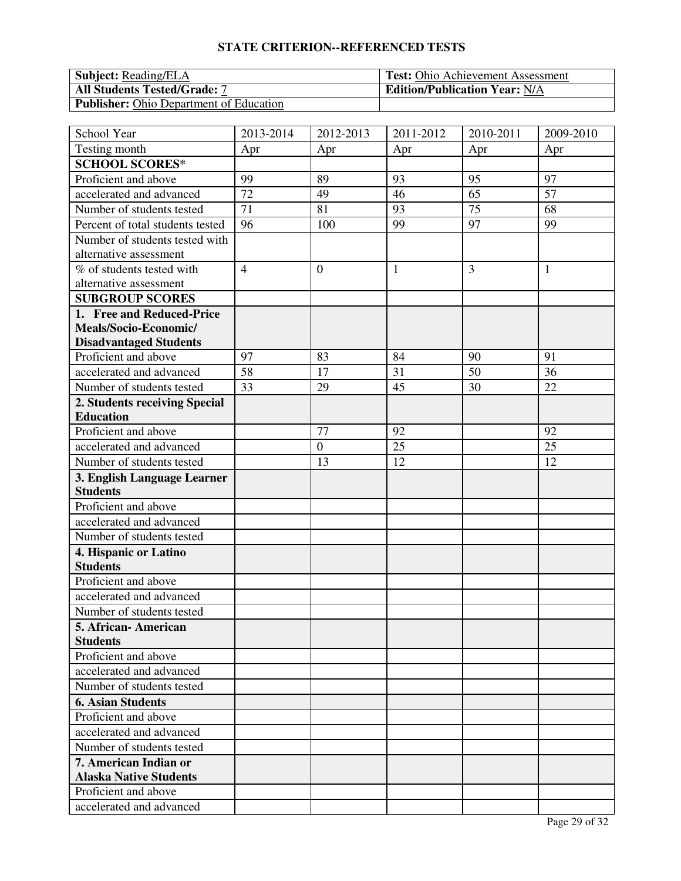## STATE CRITERION--REFERENCED TESTS

| **Subject:** Reading/ELA | **Test:** Ohio Achievement Assessment |
|---|---|
| **All Students Tested/Grade:** 7 | **Edition/Publication Year:** N/A |
| **Publisher:** Ohio Department of Education | |

| School Year | 2013-2014 | 2012-2013 | 2011-2012 | 2010-2011 | 2009-2010 |
|---|---|---|---|---|---|
| Testing month | Apr | Apr | Apr | Apr | Apr |
| **SCHOOL SCORES*** | | | | | |
| Proficient and above | 99 | 89 | 93 | 95 | 97 |
| accelerated and advanced | 72 | 49 | 46 | 65 | 57 |
| Number of students tested | 71 | 81 | 93 | 75 | 68 |
| Percent of total students tested | 96 | 100 | 99 | 97 | 99 |
| Number of students tested with alternative assessment | | | | | |
| % of students tested with alternative assessment | 4 | 0 | 1 | 3 | 1 |
| **SUBGROUP SCORES** | | | | | |
| **1. Free and Reduced-Price Meals/Socio-Economic/ Disadvantaged Students** | | | | | |
| Proficient and above | 97 | 83 | 84 | 90 | 91 |
| accelerated and advanced | 58 | 17 | 31 | 50 | 36 |
| Number of students tested | 33 | 29 | 45 | 30 | 22 |
| **2. Students receiving Special Education** | | | | | |
| Proficient and above | | 77 | 92 | | 92 |
| accelerated and advanced | | 0 | 25 | | 25 |
| Number of students tested | | 13 | 12 | | 12 |
| **3. English Language Learner Students** | | | | | |
| Proficient and above | | | | | |
| accelerated and advanced | | | | | |
| Number of students tested | | | | | |
| **4. Hispanic or Latino Students** | | | | | |
| Proficient and above | | | | | |
| accelerated and advanced | | | | | |
| Number of students tested | | | | | |
| **5. African- American Students** | | | | | |
| Proficient and above | | | | | |
| accelerated and advanced | | | | | |
| Number of students tested | | | | | |
| **6. Asian Students** | | | | | |
| Proficient and above | | | | | |
| accelerated and advanced | | | | | |
| Number of students tested | | | | | |
| **7. American Indian or Alaska Native Students** | | | | | |
| Proficient and above | | | | | |
| accelerated and advanced | | | | | |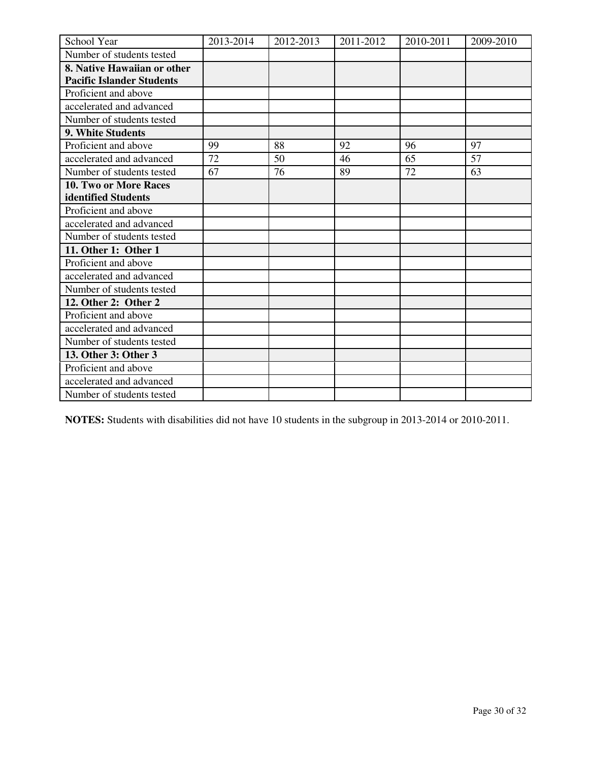| School Year | 2013-2014 | 2012-2013 | 2011-2012 | 2010-2011 | 2009-2010 |
| --- | --- | --- | --- | --- | --- |
| Number of students tested | | | | | |
| **8. Native Hawaiian or other Pacific Islander Students** | | | | | |
| Proficient and above | | | | | |
| accelerated and advanced | | | | | |
| Number of students tested | | | | | |
| **9. White Students** | | | | | |
| Proficient and above | 99 | 88 | 92 | 96 | 97 |
| accelerated and advanced | 72 | 50 | 46 | 65 | 57 |
| Number of students tested | 67 | 76 | 89 | 72 | 63 |
| **10. Two or More Races identified Students** | | | | | |
| Proficient and above | | | | | |
| accelerated and advanced | | | | | |
| Number of students tested | | | | | |
| **11. Other 1: Other 1** | | | | | |
| Proficient and above | | | | | |
| accelerated and advanced | | | | | |
| Number of students tested | | | | | |
| **12. Other 2: Other 2** | | | | | |
| Proficient and above | | | | | |
| accelerated and advanced | | | | | |
| Number of students tested | | | | | |
| **13. Other 3: Other 3** | | | | | |
| Proficient and above | | | | | |
| accelerated and advanced | | | | | |
| Number of students tested | | | | | |

**NOTES:** Students with disabilities did not have 10 students in the subgroup in 2013-2014 or 2010-2011.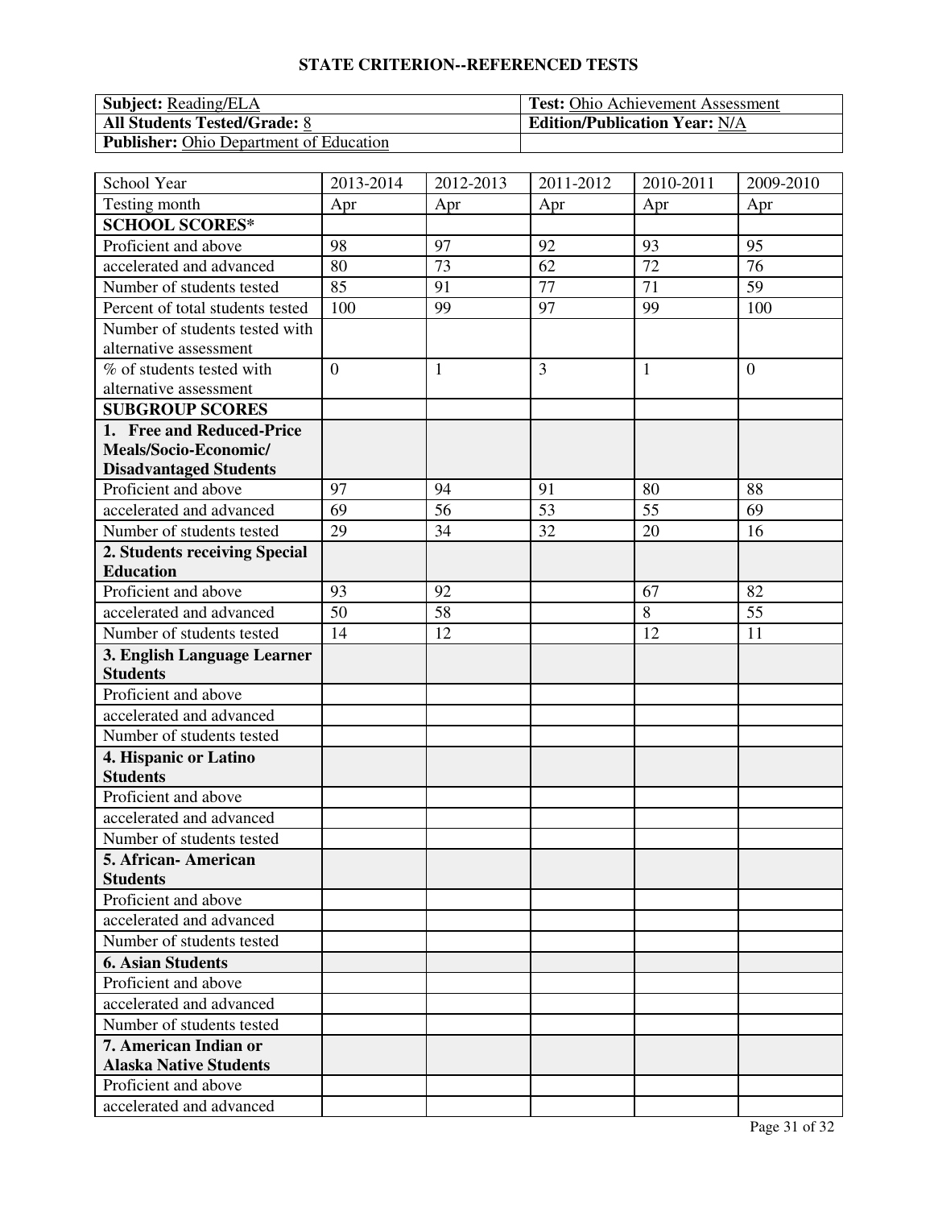## STATE CRITERION--REFERENCED TESTS

| **Subject:** Reading/ELA | **Test:** Ohio Achievement Assessment |
| --- | --- |
| **All Students Tested/Grade:** 8 | **Edition/Publication Year:** N/A |
| **Publisher:** Ohio Department of Education | |

| School Year | 2013-2014 | 2012-2013 | 2011-2012 | 2010-2011 | 2009-2010 |
| --- | --- | --- | --- | --- | --- |
| Testing month | Apr | Apr | Apr | Apr | Apr |
| **SCHOOL SCORES*** | | | | | |
| Proficient and above | 98 | 97 | 92 | 93 | 95 |
| accelerated and advanced | 80 | 73 | 62 | 72 | 76 |
| Number of students tested | 85 | 91 | 77 | 71 | 59 |
| Percent of total students tested | 100 | 99 | 97 | 99 | 100 |
| Number of students tested with alternative assessment | | | | | |
| % of students tested with alternative assessment | 0 | 1 | 3 | 1 | 0 |
| **SUBGROUP SCORES** | | | | | |
| **1. Free and Reduced-Price Meals/Socio-Economic/ Disadvantaged Students** | | | | | |
| Proficient and above | 97 | 94 | 91 | 80 | 88 |
| accelerated and advanced | 69 | 56 | 53 | 55 | 69 |
| Number of students tested | 29 | 34 | 32 | 20 | 16 |
| **2. Students receiving Special Education** | | | | | |
| Proficient and above | 93 | 92 | | 67 | 82 |
| accelerated and advanced | 50 | 58 | | 8 | 55 |
| Number of students tested | 14 | 12 | | 12 | 11 |
| **3. English Language Learner Students** | | | | | |
| Proficient and above | | | | | |
| accelerated and advanced | | | | | |
| Number of students tested | | | | | |
| **4. Hispanic or Latino Students** | | | | | |
| Proficient and above | | | | | |
| accelerated and advanced | | | | | |
| Number of students tested | | | | | |
| **5. African- American Students** | | | | | |
| Proficient and above | | | | | |
| accelerated and advanced | | | | | |
| Number of students tested | | | | | |
| **6. Asian Students** | | | | | |
| Proficient and above | | | | | |
| accelerated and advanced | | | | | |
| Number of students tested | | | | | |
| **7. American Indian or Alaska Native Students** | | | | | |
| Proficient and above | | | | | |
| accelerated and advanced | | | | | |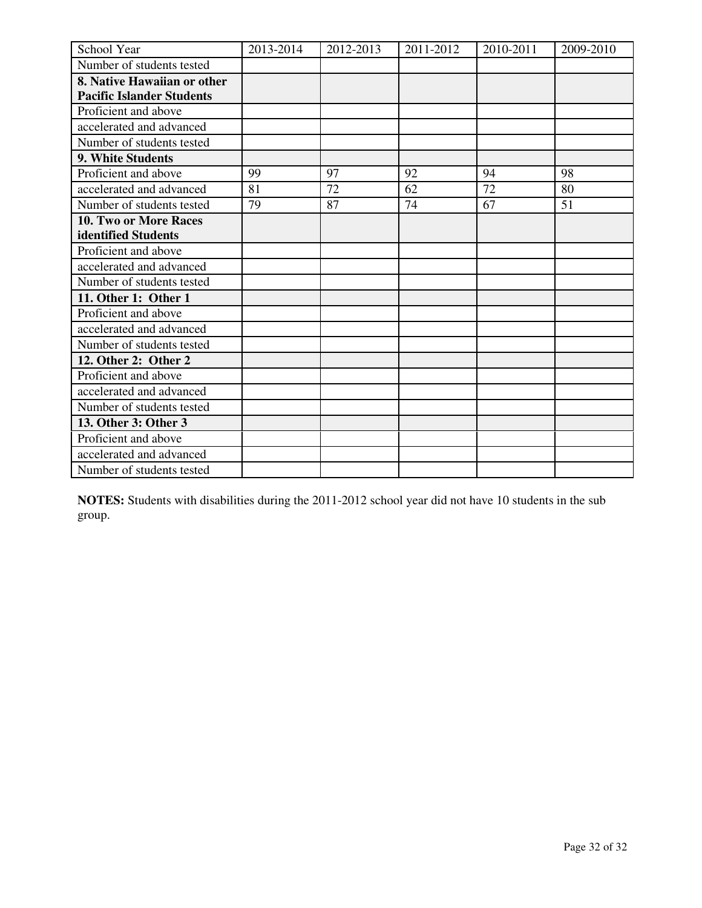| School Year | 2013-2014 | 2012-2013 | 2011-2012 | 2010-2011 | 2009-2010 |
|---|---|---|---|---|---|
| Number of students tested | | | | | |
| **8. Native Hawaiian or other Pacific Islander Students** | | | | | |
| Proficient and above | | | | | |
| accelerated and advanced | | | | | |
| Number of students tested | | | | | |
| **9. White Students** | | | | | |
| Proficient and above | 99 | 97 | 92 | 94 | 98 |
| accelerated and advanced | 81 | 72 | 62 | 72 | 80 |
| Number of students tested | 79 | 87 | 74 | 67 | 51 |
| **10. Two or More Races identified Students** | | | | | |
| Proficient and above | | | | | |
| accelerated and advanced | | | | | |
| Number of students tested | | | | | |
| **11. Other 1: Other 1** | | | | | |
| Proficient and above | | | | | |
| accelerated and advanced | | | | | |
| Number of students tested | | | | | |
| **12. Other 2: Other 2** | | | | | |
| Proficient and above | | | | | |
| accelerated and advanced | | | | | |
| Number of students tested | | | | | |
| **13. Other 3: Other 3** | | | | | |
| Proficient and above | | | | | |
| accelerated and advanced | | | | | |
| Number of students tested | | | | | |

**NOTES:** Students with disabilities during the 2011-2012 school year did not have 10 students in the sub group.